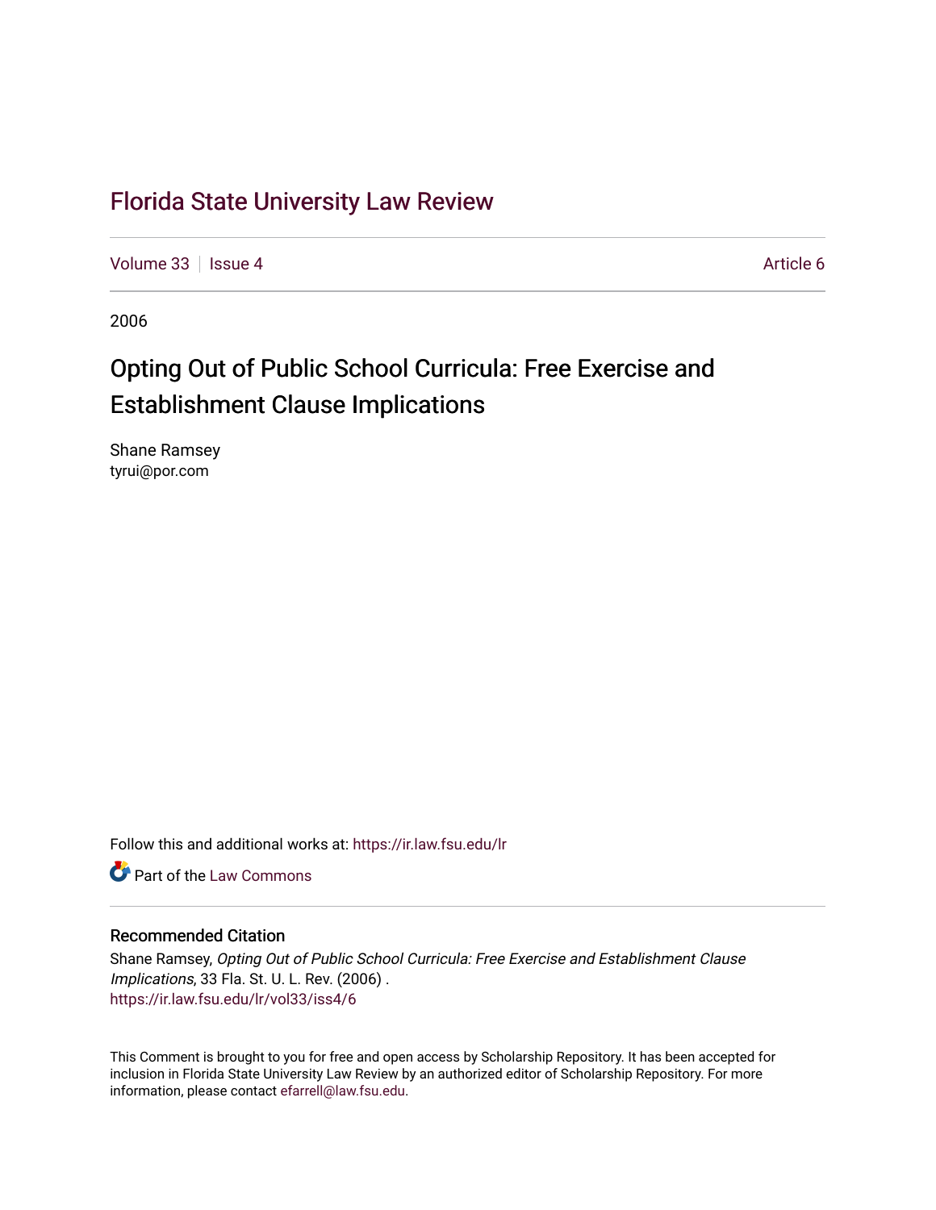# Florida State University Law Review

Volume 33 | Issue 4 Article 6

2006

## Opting Out of Public School Curricula: Free Exercise and Establishment Clause Implications

Shane Ramsey
tyrui@por.com

Follow this and additional works at: https://ir.law.fsu.edu/lr

Part of the Law Commons

### Recommended Citation

Shane Ramsey, *Opting Out of Public School Curricula: Free Exercise and Establishment Clause Implications*, 33 Fla. St. U. L. Rev. (2006) .
https://ir.law.fsu.edu/lr/vol33/iss4/6

This Comment is brought to you for free and open access by Scholarship Repository. It has been accepted for inclusion in Florida State University Law Review by an authorized editor of Scholarship Repository. For more information, please contact efarrell@law.fsu.edu.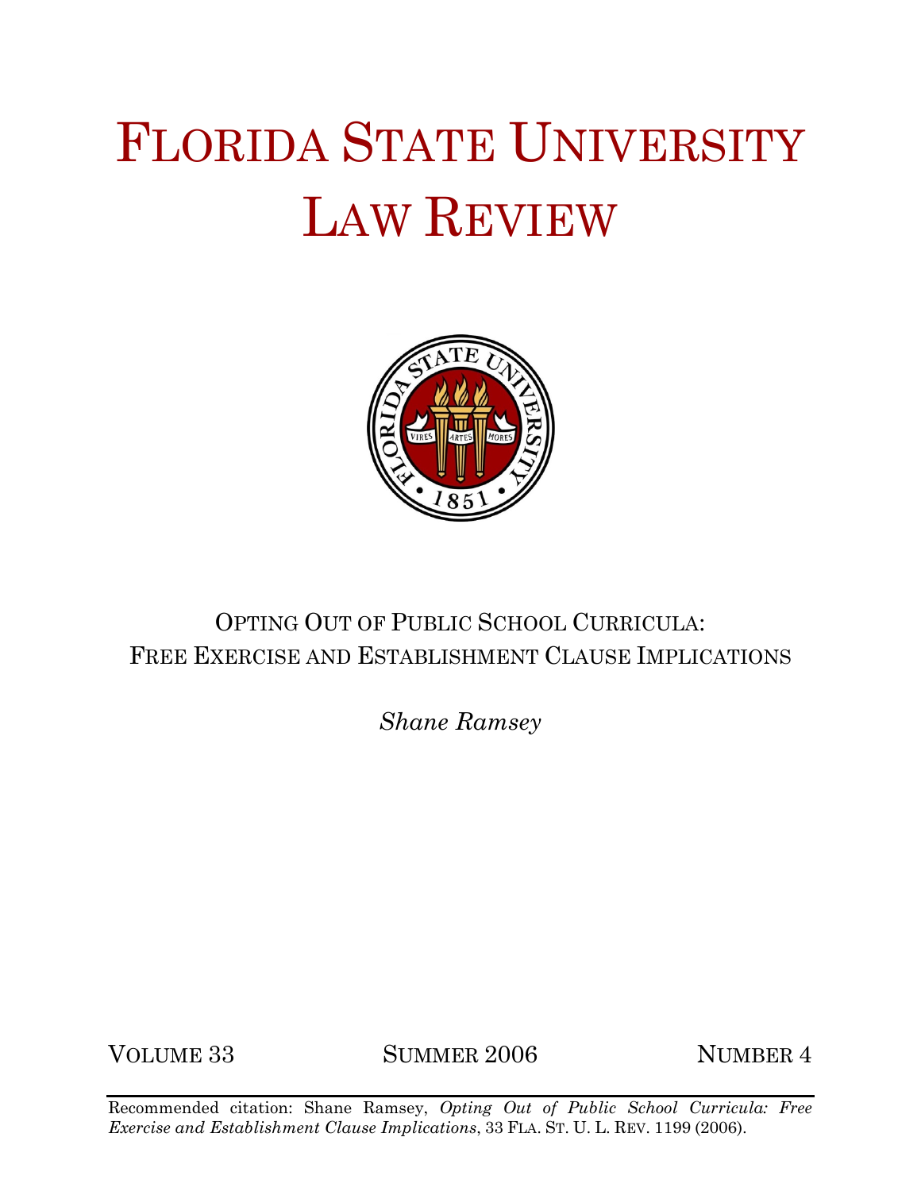# Florida State University Law Review

Opting Out of Public School Curricula: Free Exercise and Establishment Clause Implications

*Shane Ramsey*

Volume 33 Summer 2006 Number 4

Recommended citation: Shane Ramsey, *Opting Out of Public School Curricula: Free Exercise and Establishment Clause Implications*, 33 Fla. St. U. L. Rev. 1199 (2006).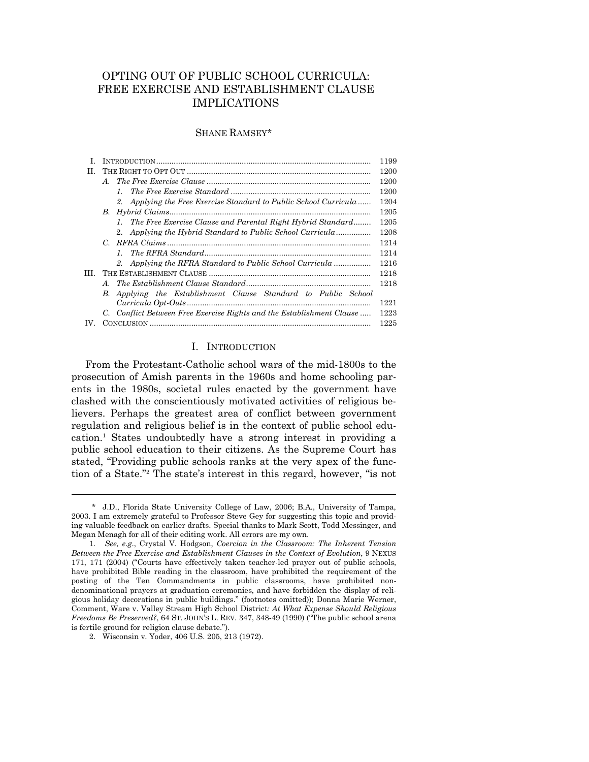# OPTING OUT OF PUBLIC SCHOOL CURRICULA: FREE EXERCISE AND ESTABLISHMENT CLAUSE IMPLICATIONS

SHANE RAMSEY*

| | | |
|---|---|---|
| I. | INTRODUCTION | 1199 |
| II. | THE RIGHT TO OPT OUT | 1200 |
| | *A. The Free Exercise Clause* | 1200 |
| | *1. The Free Exercise Standard* | 1200 |
| | *2. Applying the Free Exercise Standard to Public School Curricula* | 1204 |
| | *B. Hybrid Claims* | 1205 |
| | *1. The Free Exercise Clause and Parental Right Hybrid Standard* | 1205 |
| | *2. Applying the Hybrid Standard to Public School Curricula* | 1208 |
| | *C. RFRA Claims* | 1214 |
| | *1. The RFRA Standard* | 1214 |
| | *2. Applying the RFRA Standard to Public School Curricula* | 1216 |
| III. | THE ESTABLISHMENT CLAUSE | 1218 |
| | *A. The Establishment Clause Standard* | 1218 |
| | *B. Applying the Establishment Clause Standard to Public School Curricula Opt-Outs* | 1221 |
| | *C. Conflict Between Free Exercise Rights and the Establishment Clause* | 1223 |
| IV. | CONCLUSION | 1225 |

## I. INTRODUCTION

From the Protestant-Catholic school wars of the mid-1800s to the prosecution of Amish parents in the 1960s and home schooling parents in the 1980s, societal rules enacted by the government have clashed with the conscientiously motivated activities of religious believers. Perhaps the greatest area of conflict between government regulation and religious belief is in the context of public school education.[1] States undoubtedly have a strong interest in providing a public school education to their citizens. As the Supreme Court has stated, "Providing public schools ranks at the very apex of the function of a State."[2] The state's interest in this regard, however, "is not

---

\* J.D., Florida State University College of Law, 2006; B.A., University of Tampa, 2003. I am extremely grateful to Professor Steve Gey for suggesting this topic and providing valuable feedback on earlier drafts. Special thanks to Mark Scott, Todd Messinger, and Megan Menagh for all of their editing work. All errors are my own.

1. *See, e.g.*, Crystal V. Hodgson, *Coercion in the Classroom: The Inherent Tension Between the Free Exercise and Establishment Clauses in the Context of Evolution*, 9 NEXUS 171, 171 (2004) ("Courts have effectively taken teacher-led prayer out of public schools, have prohibited Bible reading in the classroom, have prohibited the requirement of the posting of the Ten Commandments in public classrooms, have prohibited nondenominational prayers at graduation ceremonies, and have forbidden the display of religious holiday decorations in public buildings." (footnotes omitted)); Donna Marie Werner, Comment, Ware v. Valley Stream High School District*: At What Expense Should Religious Freedoms Be Preserved?*, 64 ST. JOHN'S L. REV. 347, 348-49 (1990) ("The public school arena is fertile ground for religion clause debate.").

2. Wisconsin v. Yoder, 406 U.S. 205, 213 (1972).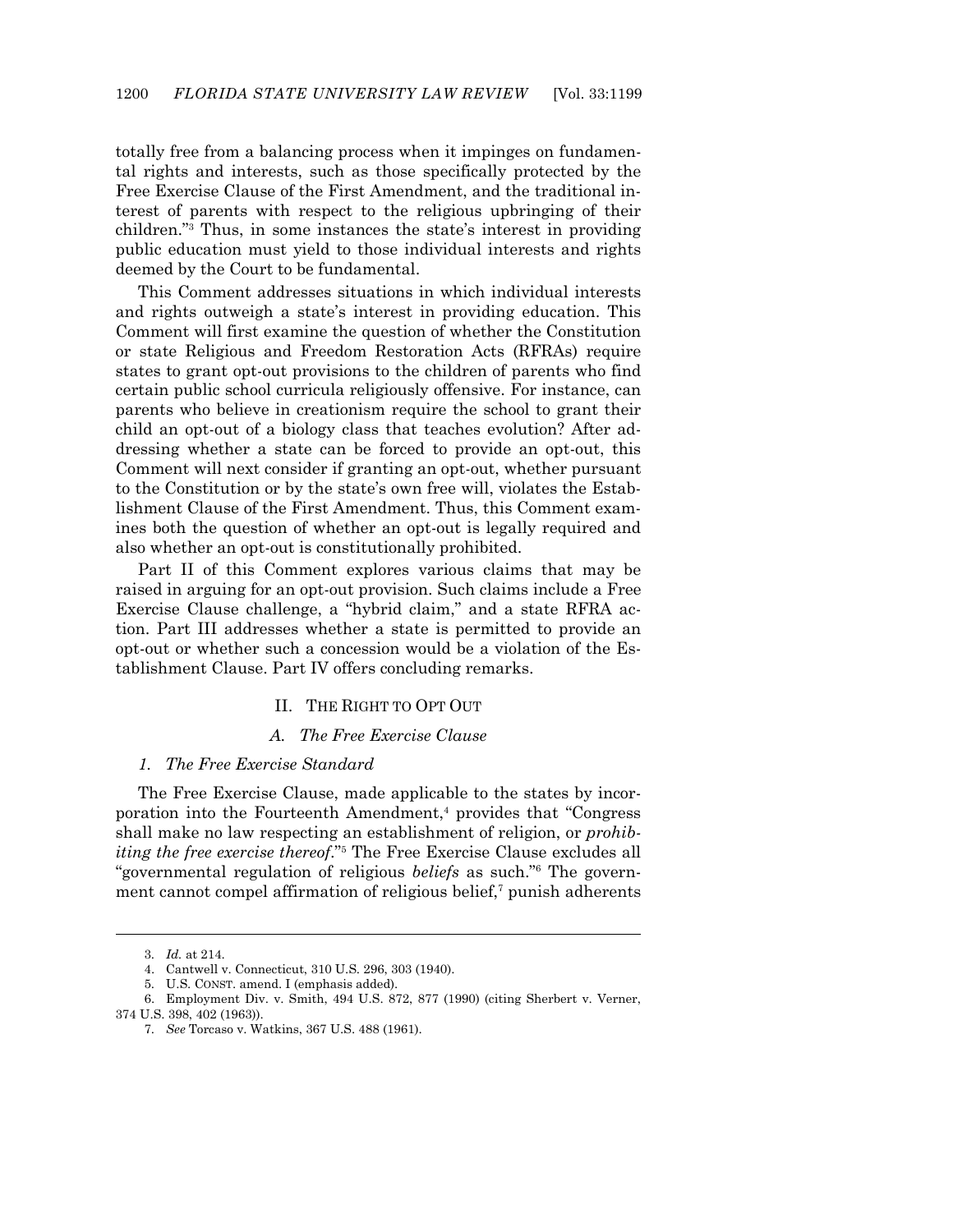totally free from a balancing process when it impinges on fundamental rights and interests, such as those specifically protected by the Free Exercise Clause of the First Amendment, and the traditional interest of parents with respect to the religious upbringing of their children."[3] Thus, in some instances the state's interest in providing public education must yield to those individual interests and rights deemed by the Court to be fundamental.

This Comment addresses situations in which individual interests and rights outweigh a state's interest in providing education. This Comment will first examine the question of whether the Constitution or state Religious and Freedom Restoration Acts (RFRAs) require states to grant opt-out provisions to the children of parents who find certain public school curricula religiously offensive. For instance, can parents who believe in creationism require the school to grant their child an opt-out of a biology class that teaches evolution? After addressing whether a state can be forced to provide an opt-out, this Comment will next consider if granting an opt-out, whether pursuant to the Constitution or by the state's own free will, violates the Establishment Clause of the First Amendment. Thus, this Comment examines both the question of whether an opt-out is legally required and also whether an opt-out is constitutionally prohibited.

Part II of this Comment explores various claims that may be raised in arguing for an opt-out provision. Such claims include a Free Exercise Clause challenge, a "hybrid claim," and a state RFRA action. Part III addresses whether a state is permitted to provide an opt-out or whether such a concession would be a violation of the Establishment Clause. Part IV offers concluding remarks.

## II. THE RIGHT TO OPT OUT

### *A. The Free Exercise Clause*

#### *1. The Free Exercise Standard*

The Free Exercise Clause, made applicable to the states by incorporation into the Fourteenth Amendment,[4] provides that "Congress shall make no law respecting an establishment of religion, or *prohibiting the free exercise thereof*."[5] The Free Exercise Clause excludes all "governmental regulation of religious *beliefs* as such."[6] The government cannot compel affirmation of religious belief,[7] punish adherents

---

3. *Id.* at 214.

4. Cantwell v. Connecticut, 310 U.S. 296, 303 (1940).

5. U.S. CONST. amend. I (emphasis added).

6. Employment Div. v. Smith, 494 U.S. 872, 877 (1990) (citing Sherbert v. Verner, 374 U.S. 398, 402 (1963)).

7. *See* Torcaso v. Watkins, 367 U.S. 488 (1961).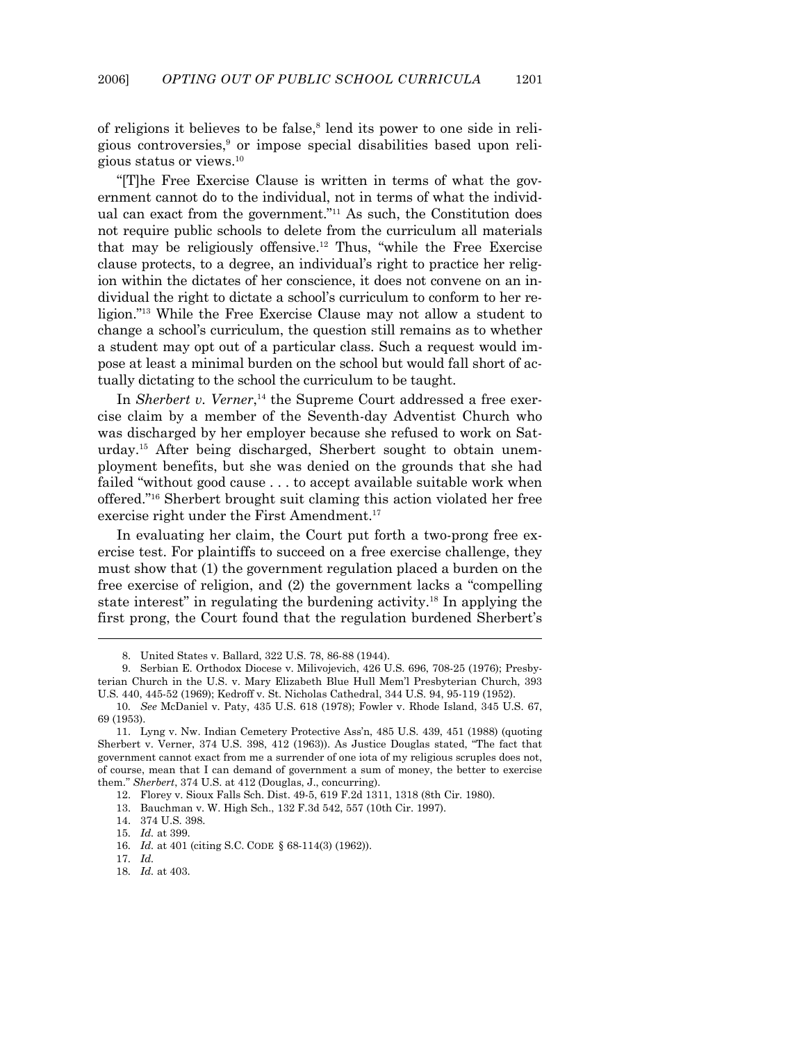of religions it believes to be false,[8] lend its power to one side in religious controversies,[9] or impose special disabilities based upon religious status or views.[10]

"[T]he Free Exercise Clause is written in terms of what the government cannot do to the individual, not in terms of what the individual can exact from the government."[11] As such, the Constitution does not require public schools to delete from the curriculum all materials that may be religiously offensive.[12] Thus, "while the Free Exercise clause protects, to a degree, an individual's right to practice her religion within the dictates of her conscience, it does not convene on an individual the right to dictate a school's curriculum to conform to her religion."[13] While the Free Exercise Clause may not allow a student to change a school's curriculum, the question still remains as to whether a student may opt out of a particular class. Such a request would impose at least a minimal burden on the school but would fall short of actually dictating to the school the curriculum to be taught.

In *Sherbert v. Verner*,[14] the Supreme Court addressed a free exercise claim by a member of the Seventh-day Adventist Church who was discharged by her employer because she refused to work on Saturday.[15] After being discharged, Sherbert sought to obtain unemployment benefits, but she was denied on the grounds that she had failed "without good cause . . . to accept available suitable work when offered."[16] Sherbert brought suit claming this action violated her free exercise right under the First Amendment.[17]

In evaluating her claim, the Court put forth a two-prong free exercise test. For plaintiffs to succeed on a free exercise challenge, they must show that (1) the government regulation placed a burden on the free exercise of religion, and (2) the government lacks a "compelling state interest" in regulating the burdening activity.[18] In applying the first prong, the Court found that the regulation burdened Sherbert's

---

8. United States v. Ballard, 322 U.S. 78, 86-88 (1944).

9. Serbian E. Orthodox Diocese v. Milivojevich, 426 U.S. 696, 708-25 (1976); Presbyterian Church in the U.S. v. Mary Elizabeth Blue Hull Mem'l Presbyterian Church, 393 U.S. 440, 445-52 (1969); Kedroff v. St. Nicholas Cathedral, 344 U.S. 94, 95-119 (1952).

10. *See* McDaniel v. Paty, 435 U.S. 618 (1978); Fowler v. Rhode Island, 345 U.S. 67, 69 (1953).

11. Lyng v. Nw. Indian Cemetery Protective Ass'n, 485 U.S. 439, 451 (1988) (quoting Sherbert v. Verner, 374 U.S. 398, 412 (1963)). As Justice Douglas stated, "The fact that government cannot exact from me a surrender of one iota of my religious scruples does not, of course, mean that I can demand of government a sum of money, the better to exercise them." *Sherbert*, 374 U.S. at 412 (Douglas, J., concurring).

12. Florey v. Sioux Falls Sch. Dist. 49-5, 619 F.2d 1311, 1318 (8th Cir. 1980).

13. Bauchman v. W. High Sch., 132 F.3d 542, 557 (10th Cir. 1997).

14. 374 U.S. 398.

15. *Id.* at 399.

16. *Id.* at 401 (citing S.C. CODE § 68-114(3) (1962)).

17. *Id.*

18. *Id.* at 403.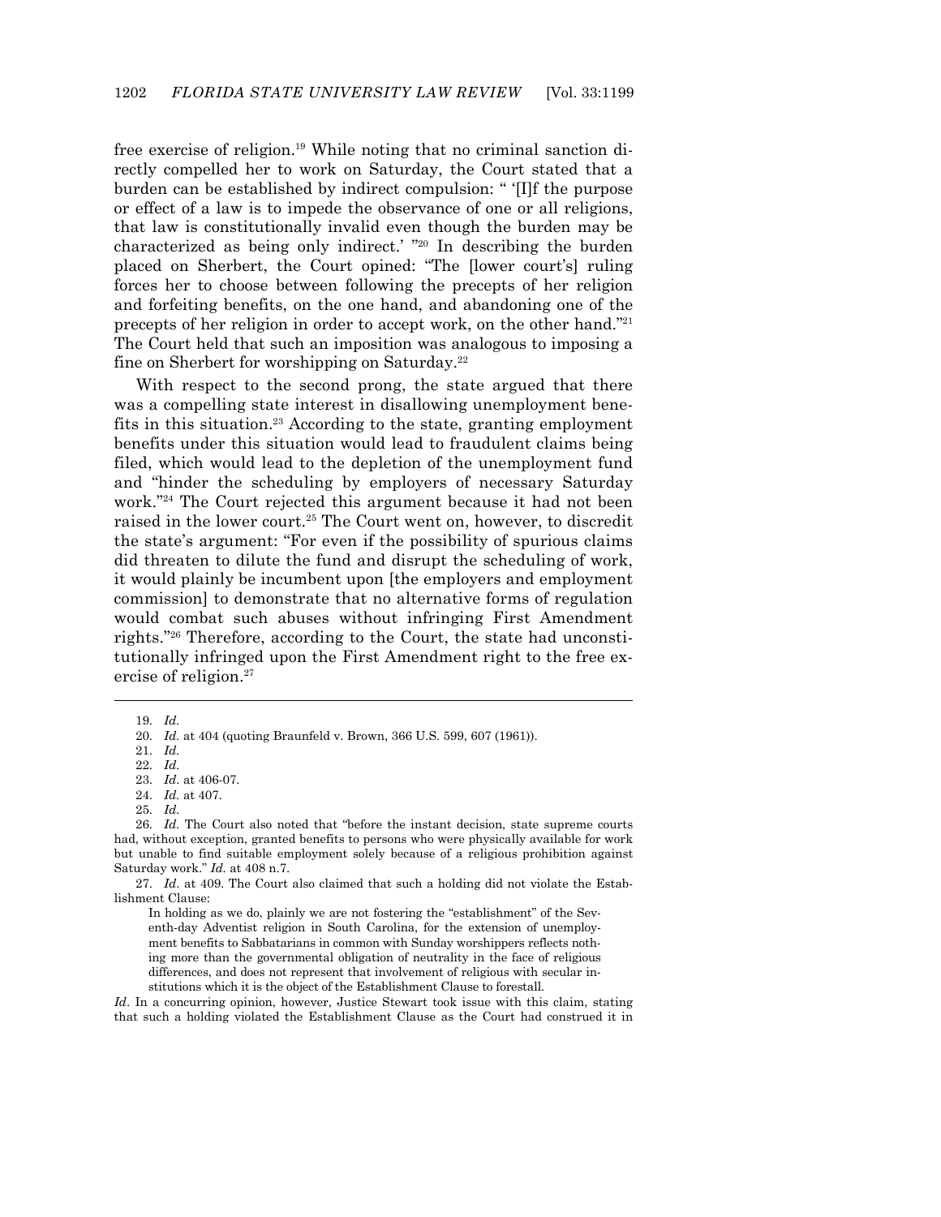free exercise of religion.[19] While noting that no criminal sanction directly compelled her to work on Saturday, the Court stated that a burden can be established by indirect compulsion: " '[I]f the purpose or effect of a law is to impede the observance of one or all religions, that law is constitutionally invalid even though the burden may be characterized as being only indirect.' "[20] In describing the burden placed on Sherbert, the Court opined: "The [lower court's] ruling forces her to choose between following the precepts of her religion and forfeiting benefits, on the one hand, and abandoning one of the precepts of her religion in order to accept work, on the other hand."[21] The Court held that such an imposition was analogous to imposing a fine on Sherbert for worshipping on Saturday.[22]

With respect to the second prong, the state argued that there was a compelling state interest in disallowing unemployment benefits in this situation.[23] According to the state, granting employment benefits under this situation would lead to fraudulent claims being filed, which would lead to the depletion of the unemployment fund and "hinder the scheduling by employers of necessary Saturday work."[24] The Court rejected this argument because it had not been raised in the lower court.[25] The Court went on, however, to discredit the state's argument: "For even if the possibility of spurious claims did threaten to dilute the fund and disrupt the scheduling of work, it would plainly be incumbent upon [the employers and employment commission] to demonstrate that no alternative forms of regulation would combat such abuses without infringing First Amendment rights."[26] Therefore, according to the Court, the state had unconstitutionally infringed upon the First Amendment right to the free exercise of religion.[27]

---

19. *Id.*

20. *Id.* at 404 (quoting Braunfeld v. Brown, 366 U.S. 599, 607 (1961)).

21. *Id.*

22. *Id.*

23. *Id*. at 406-07.

24. *Id.* at 407.

25. *Id.*

26. *Id.* The Court also noted that "before the instant decision, state supreme courts had, without exception, granted benefits to persons who were physically available for work but unable to find suitable employment solely because of a religious prohibition against Saturday work." *Id.* at 408 n.7.

27. *Id*. at 409. The Court also claimed that such a holding did not violate the Establishment Clause:

> In holding as we do, plainly we are not fostering the "establishment" of the Seventh-day Adventist religion in South Carolina, for the extension of unemployment benefits to Sabbatarians in common with Sunday worshippers reflects nothing more than the governmental obligation of neutrality in the face of religious differences, and does not represent that involvement of religious with secular institutions which it is the object of the Establishment Clause to forestall.

*Id*. In a concurring opinion, however, Justice Stewart took issue with this claim, stating that such a holding violated the Establishment Clause as the Court had construed it in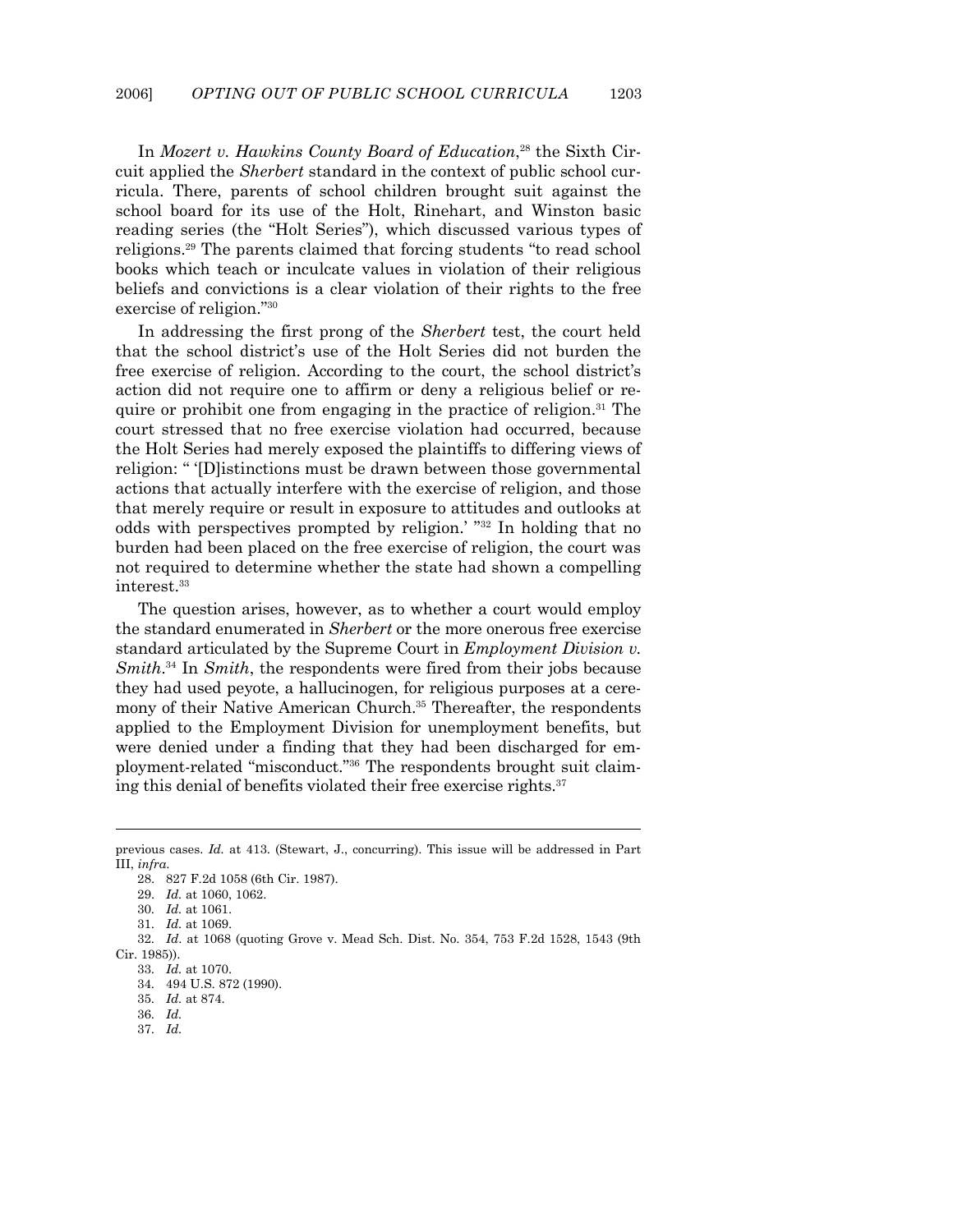In *Mozert v. Hawkins County Board of Education*,[28] the Sixth Circuit applied the *Sherbert* standard in the context of public school curricula. There, parents of school children brought suit against the school board for its use of the Holt, Rinehart, and Winston basic reading series (the "Holt Series"), which discussed various types of religions.[29] The parents claimed that forcing students "to read school books which teach or inculcate values in violation of their religious beliefs and convictions is a clear violation of their rights to the free exercise of religion."[30]

In addressing the first prong of the *Sherbert* test, the court held that the school district's use of the Holt Series did not burden the free exercise of religion. According to the court, the school district's action did not require one to affirm or deny a religious belief or require or prohibit one from engaging in the practice of religion.[31] The court stressed that no free exercise violation had occurred, because the Holt Series had merely exposed the plaintiffs to differing views of religion: " '[D]istinctions must be drawn between those governmental actions that actually interfere with the exercise of religion, and those that merely require or result in exposure to attitudes and outlooks at odds with perspectives prompted by religion.' "[32] In holding that no burden had been placed on the free exercise of religion, the court was not required to determine whether the state had shown a compelling interest.[33]

The question arises, however, as to whether a court would employ the standard enumerated in *Sherbert* or the more onerous free exercise standard articulated by the Supreme Court in *Employment Division v. Smith*.[34] In *Smith*, the respondents were fired from their jobs because they had used peyote, a hallucinogen, for religious purposes at a ceremony of their Native American Church.[35] Thereafter, the respondents applied to the Employment Division for unemployment benefits, but were denied under a finding that they had been discharged for employment-related "misconduct."[36] The respondents brought suit claiming this denial of benefits violated their free exercise rights.[37]

---

previous cases. *Id.* at 413. (Stewart, J., concurring). This issue will be addressed in Part III, *infra*.

28. 827 F.2d 1058 (6th Cir. 1987).
29. *Id.* at 1060, 1062.
30. *Id.* at 1061.
31. *Id.* at 1069.
32. *Id.* at 1068 (quoting Grove v. Mead Sch. Dist. No. 354, 753 F.2d 1528, 1543 (9th Cir. 1985)).
33. *Id.* at 1070.
34. 494 U.S. 872 (1990).
35. *Id.* at 874.
36. *Id.*
37. *Id.*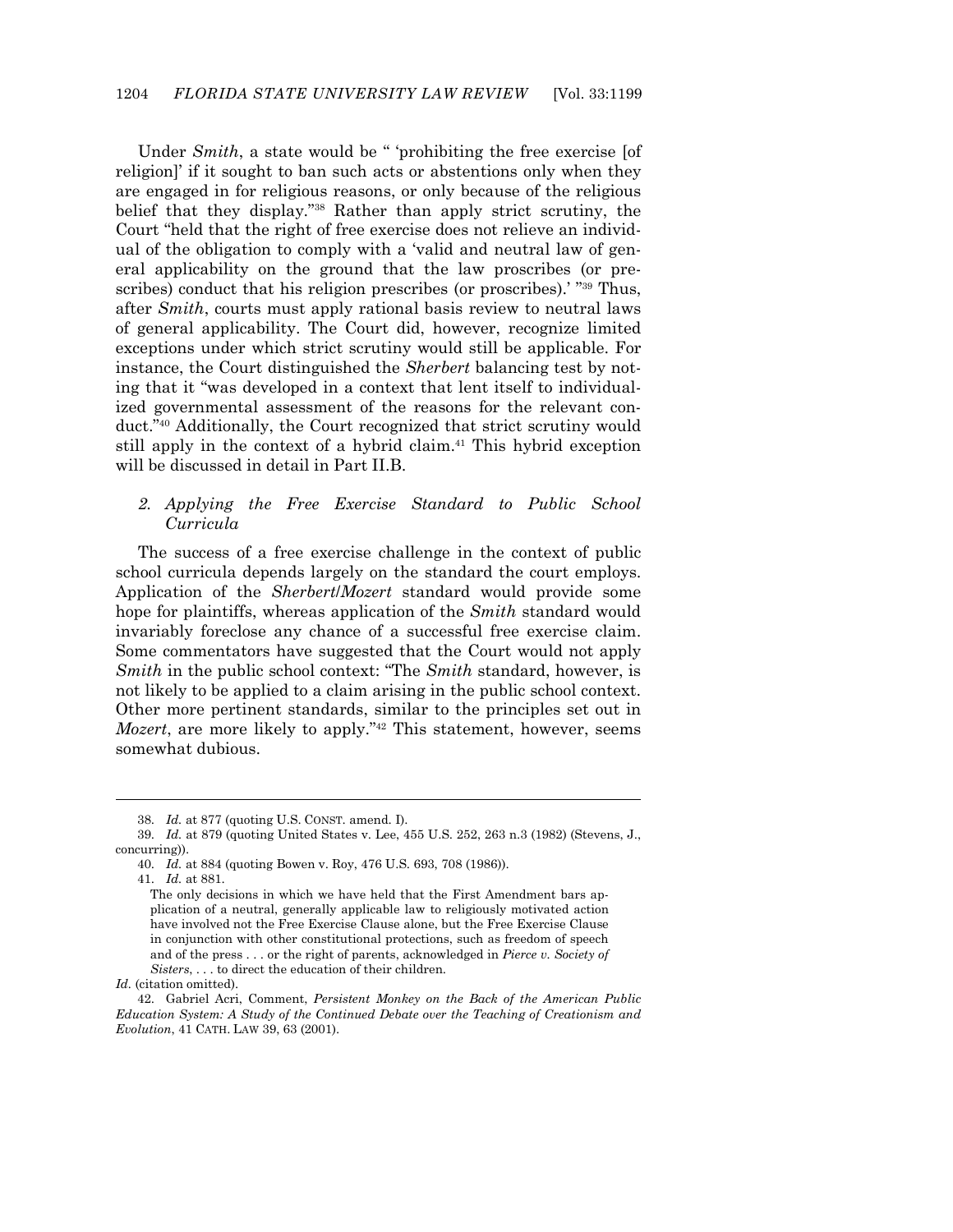Under *Smith*, a state would be " 'prohibiting the free exercise [of religion]' if it sought to ban such acts or abstentions only when they are engaged in for religious reasons, or only because of the religious belief that they display."[38] Rather than apply strict scrutiny, the Court "held that the right of free exercise does not relieve an individual of the obligation to comply with a 'valid and neutral law of general applicability on the ground that the law proscribes (or prescribes) conduct that his religion prescribes (or proscribes).' "[39] Thus, after *Smith*, courts must apply rational basis review to neutral laws of general applicability. The Court did, however, recognize limited exceptions under which strict scrutiny would still be applicable. For instance, the Court distinguished the *Sherbert* balancing test by noting that it "was developed in a context that lent itself to individualized governmental assessment of the reasons for the relevant conduct."[40] Additionally, the Court recognized that strict scrutiny would still apply in the context of a hybrid claim.[41] This hybrid exception will be discussed in detail in Part II.B.

### *2. Applying the Free Exercise Standard to Public School Curricula*

The success of a free exercise challenge in the context of public school curricula depends largely on the standard the court employs. Application of the *Sherbert*/*Mozert* standard would provide some hope for plaintiffs, whereas application of the *Smith* standard would invariably foreclose any chance of a successful free exercise claim. Some commentators have suggested that the Court would not apply *Smith* in the public school context: "The *Smith* standard, however, is not likely to be applied to a claim arising in the public school context. Other more pertinent standards, similar to the principles set out in *Mozert*, are more likely to apply."[42] This statement, however, seems somewhat dubious.

---

38. *Id.* at 877 (quoting U.S. CONST. amend. I).

39. *Id.* at 879 (quoting United States v. Lee, 455 U.S. 252, 263 n.3 (1982) (Stevens, J., concurring)).

40. *Id.* at 884 (quoting Bowen v. Roy, 476 U.S. 693, 708 (1986)).

41. *Id.* at 881.

> The only decisions in which we have held that the First Amendment bars application of a neutral, generally applicable law to religiously motivated action have involved not the Free Exercise Clause alone, but the Free Exercise Clause in conjunction with other constitutional protections, such as freedom of speech and of the press . . . or the right of parents, acknowledged in *Pierce v. Society of Sisters*, . . . to direct the education of their children.

*Id.* (citation omitted).

42. Gabriel Acri, Comment, *Persistent Monkey on the Back of the American Public Education System: A Study of the Continued Debate over the Teaching of Creationism and Evolution*, 41 CATH. LAW 39, 63 (2001).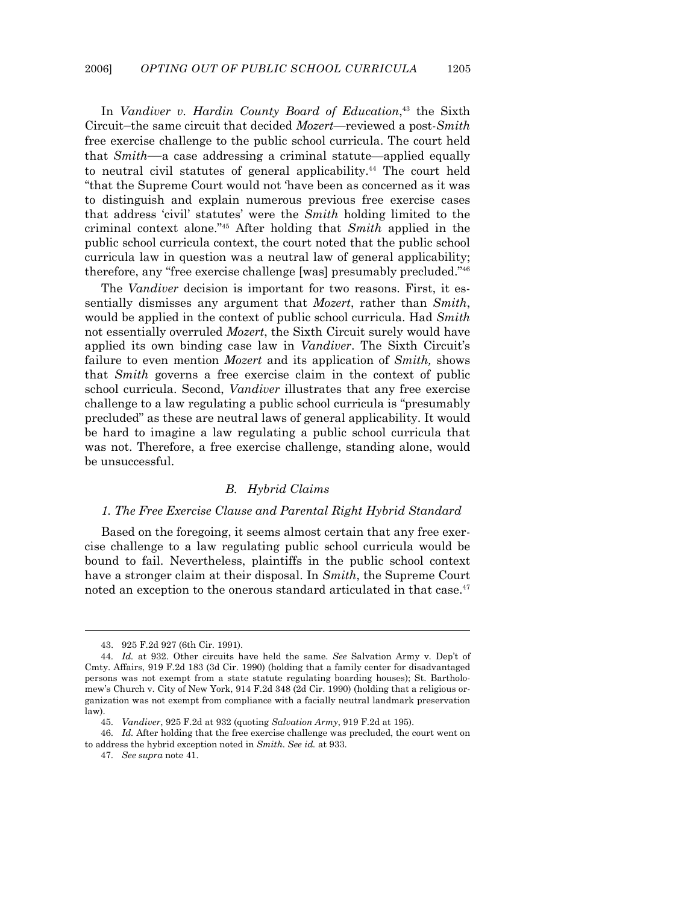In *Vandiver v. Hardin County Board of Education*,[43] the Sixth Circuit–the same circuit that decided *Mozert*—reviewed a post-*Smith* free exercise challenge to the public school curricula. The court held that *Smith*—a case addressing a criminal statute—applied equally to neutral civil statutes of general applicability.[44] The court held "that the Supreme Court would not 'have been as concerned as it was to distinguish and explain numerous previous free exercise cases that address 'civil' statutes' were the *Smith* holding limited to the criminal context alone."[45] After holding that *Smith* applied in the public school curricula context, the court noted that the public school curricula law in question was a neutral law of general applicability; therefore, any "free exercise challenge [was] presumably precluded."[46]

The *Vandiver* decision is important for two reasons. First, it essentially dismisses any argument that *Mozert*, rather than *Smith*, would be applied in the context of public school curricula. Had *Smith* not essentially overruled *Mozert*, the Sixth Circuit surely would have applied its own binding case law in *Vandiver*. The Sixth Circuit's failure to even mention *Mozert* and its application of *Smith,* shows that *Smith* governs a free exercise claim in the context of public school curricula. Second, *Vandiver* illustrates that any free exercise challenge to a law regulating a public school curricula is "presumably precluded" as these are neutral laws of general applicability. It would be hard to imagine a law regulating a public school curricula that was not. Therefore, a free exercise challenge, standing alone, would be unsuccessful.

### *B. Hybrid Claims*

#### *1. The Free Exercise Clause and Parental Right Hybrid Standard*

Based on the foregoing, it seems almost certain that any free exercise challenge to a law regulating public school curricula would be bound to fail. Nevertheless, plaintiffs in the public school context have a stronger claim at their disposal. In *Smith*, the Supreme Court noted an exception to the onerous standard articulated in that case.[47]

---

43. 925 F.2d 927 (6th Cir. 1991).

44. *Id.* at 932. Other circuits have held the same. *See* Salvation Army v. Dep't of Cmty. Affairs, 919 F.2d 183 (3d Cir. 1990) (holding that a family center for disadvantaged persons was not exempt from a state statute regulating boarding houses); St. Bartholomew's Church v. City of New York, 914 F.2d 348 (2d Cir. 1990) (holding that a religious organization was not exempt from compliance with a facially neutral landmark preservation law).

45. *Vandiver*, 925 F.2d at 932 (quoting *Salvation Army*, 919 F.2d at 195).

46. *Id.* After holding that the free exercise challenge was precluded, the court went on to address the hybrid exception noted in *Smith*. *See id.* at 933.

47. *See supra* note 41.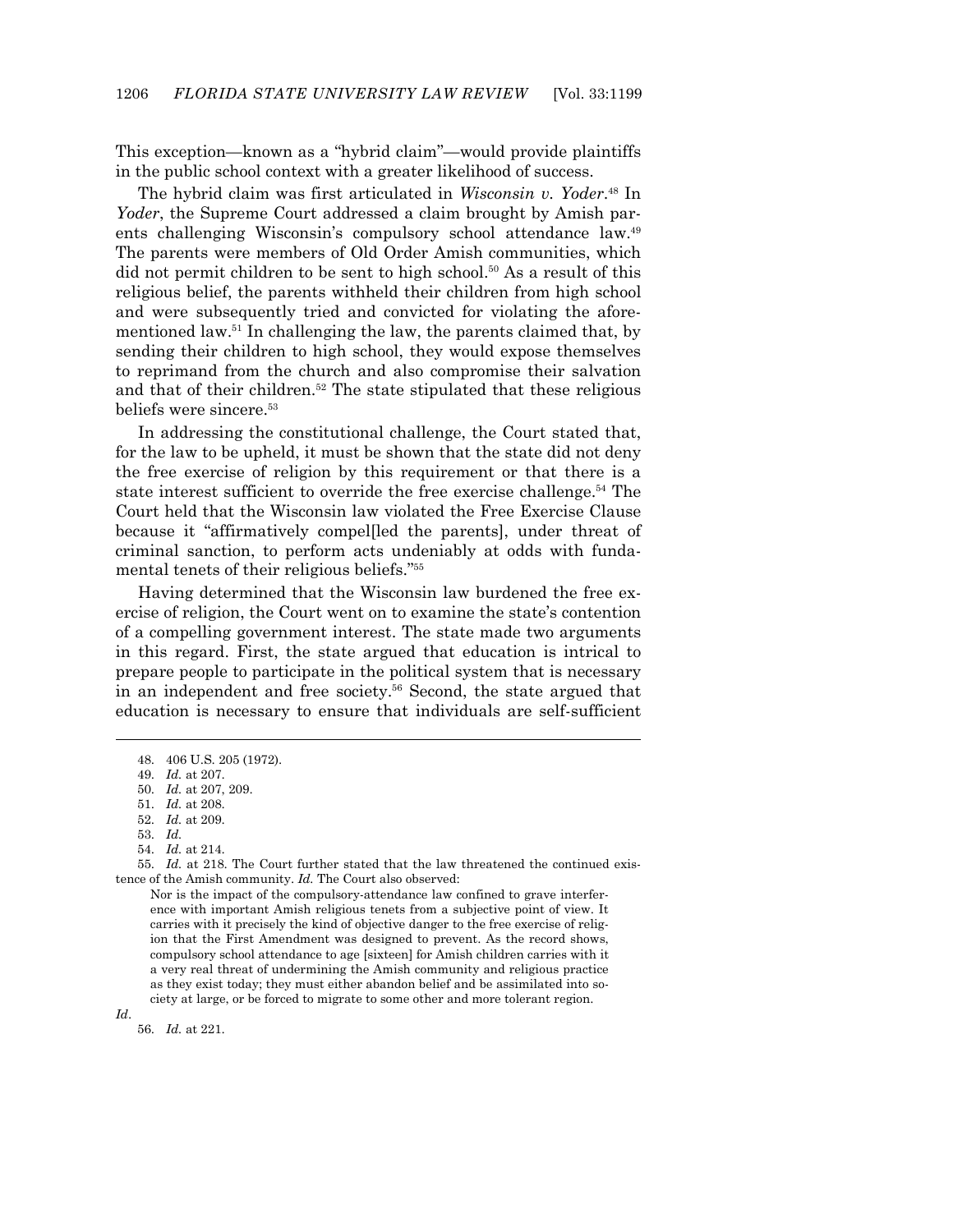This exception—known as a "hybrid claim"—would provide plaintiffs in the public school context with a greater likelihood of success.

The hybrid claim was first articulated in *Wisconsin v. Yoder*.[48] In *Yoder*, the Supreme Court addressed a claim brought by Amish parents challenging Wisconsin's compulsory school attendance law.[49] The parents were members of Old Order Amish communities, which did not permit children to be sent to high school.[50] As a result of this religious belief, the parents withheld their children from high school and were subsequently tried and convicted for violating the aforementioned law.[51] In challenging the law, the parents claimed that, by sending their children to high school, they would expose themselves to reprimand from the church and also compromise their salvation and that of their children.[52] The state stipulated that these religious beliefs were sincere.[53]

In addressing the constitutional challenge, the Court stated that, for the law to be upheld, it must be shown that the state did not deny the free exercise of religion by this requirement or that there is a state interest sufficient to override the free exercise challenge.[54] The Court held that the Wisconsin law violated the Free Exercise Clause because it "affirmatively compel[led the parents], under threat of criminal sanction, to perform acts undeniably at odds with fundamental tenets of their religious beliefs."[55]

Having determined that the Wisconsin law burdened the free exercise of religion, the Court went on to examine the state's contention of a compelling government interest. The state made two arguments in this regard. First, the state argued that education is intrical to prepare people to participate in the political system that is necessary in an independent and free society.[56] Second, the state argued that education is necessary to ensure that individuals are self-sufficient

---

48. 406 U.S. 205 (1972).

49. *Id.* at 207.

50. *Id.* at 207, 209.

51. *Id.* at 208.

52. *Id.* at 209.

53. *Id.*

54. *Id.* at 214.

55. *Id.* at 218. The Court further stated that the law threatened the continued existence of the Amish community. *Id.* The Court also observed:

> Nor is the impact of the compulsory-attendance law confined to grave interference with important Amish religious tenets from a subjective point of view. It carries with it precisely the kind of objective danger to the free exercise of religion that the First Amendment was designed to prevent. As the record shows, compulsory school attendance to age [sixteen] for Amish children carries with it a very real threat of undermining the Amish community and religious practice as they exist today; they must either abandon belief and be assimilated into society at large, or be forced to migrate to some other and more tolerant region.

*Id*.

56. *Id.* at 221.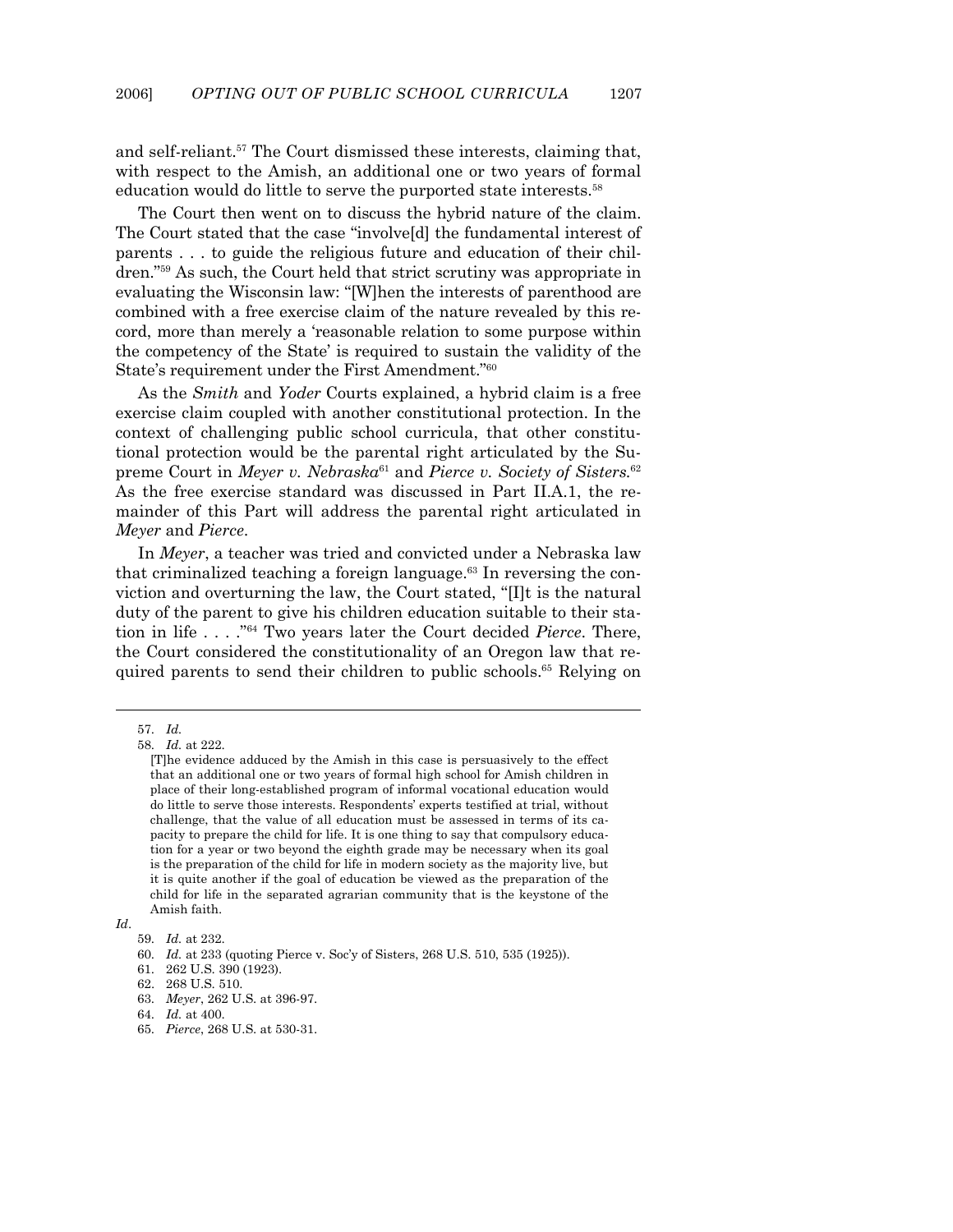and self-reliant.[57] The Court dismissed these interests, claiming that, with respect to the Amish, an additional one or two years of formal education would do little to serve the purported state interests.[58]

The Court then went on to discuss the hybrid nature of the claim. The Court stated that the case "involve[d] the fundamental interest of parents . . . to guide the religious future and education of their children."[59] As such, the Court held that strict scrutiny was appropriate in evaluating the Wisconsin law: "[W]hen the interests of parenthood are combined with a free exercise claim of the nature revealed by this record, more than merely a 'reasonable relation to some purpose within the competency of the State' is required to sustain the validity of the State's requirement under the First Amendment."[60]

As the *Smith* and *Yoder* Courts explained, a hybrid claim is a free exercise claim coupled with another constitutional protection. In the context of challenging public school curricula, that other constitutional protection would be the parental right articulated by the Supreme Court in *Meyer v. Nebraska*[61] and *Pierce v. Society of Sisters*.[62] As the free exercise standard was discussed in Part II.A.1, the remainder of this Part will address the parental right articulated in *Meyer* and *Pierce*.

In *Meyer*, a teacher was tried and convicted under a Nebraska law that criminalized teaching a foreign language.[63] In reversing the conviction and overturning the law, the Court stated, "[I]t is the natural duty of the parent to give his children education suitable to their station in life . . . ."[64] Two years later the Court decided *Pierce*. There, the Court considered the constitutionality of an Oregon law that required parents to send their children to public schools.[65] Relying on

---

57. *Id.*

58. *Id.* at 222.

> [T]he evidence adduced by the Amish in this case is persuasively to the effect that an additional one or two years of formal high school for Amish children in place of their long-established program of informal vocational education would do little to serve those interests. Respondents' experts testified at trial, without challenge, that the value of all education must be assessed in terms of its capacity to prepare the child for life. It is one thing to say that compulsory education for a year or two beyond the eighth grade may be necessary when its goal is the preparation of the child for life in modern society as the majority live, but it is quite another if the goal of education be viewed as the preparation of the child for life in the separated agrarian community that is the keystone of the Amish faith.

*Id*.

59. *Id.* at 232.

60. *Id.* at 233 (quoting Pierce v. Soc'y of Sisters, 268 U.S. 510, 535 (1925)).

61. 262 U.S. 390 (1923).

62. 268 U.S. 510.

63. *Meyer*, 262 U.S. at 396-97.

64. *Id.* at 400.

65. *Pierce*, 268 U.S. at 530-31.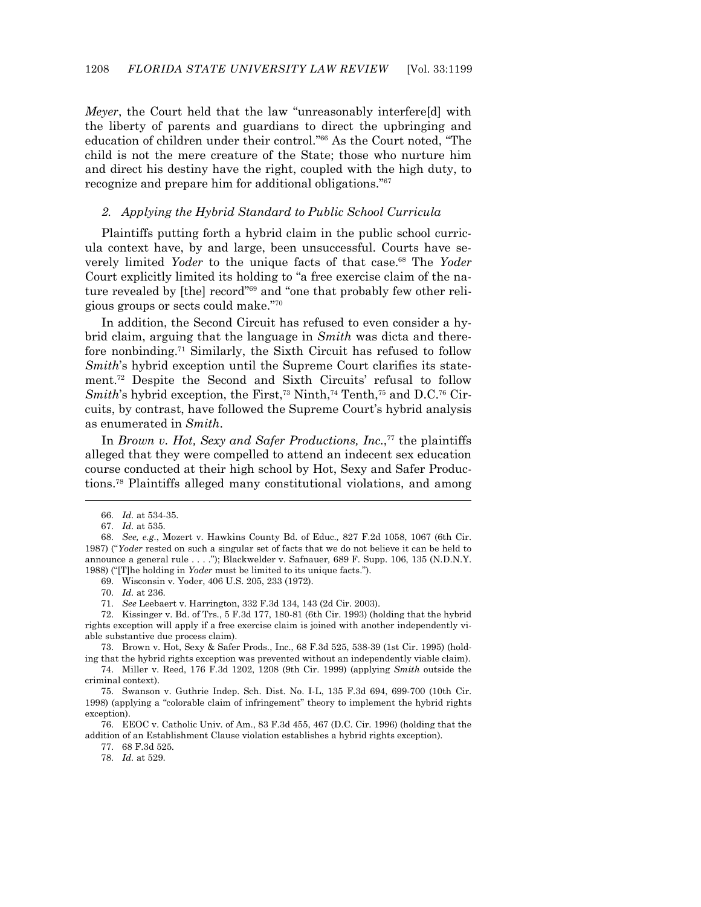*Meyer*, the Court held that the law "unreasonably interfere[d] with the liberty of parents and guardians to direct the upbringing and education of children under their control."[66] As the Court noted, "The child is not the mere creature of the State; those who nurture him and direct his destiny have the right, coupled with the high duty, to recognize and prepare him for additional obligations."[67]

### *2. Applying the Hybrid Standard to Public School Curricula*

Plaintiffs putting forth a hybrid claim in the public school curricula context have, by and large, been unsuccessful. Courts have severely limited *Yoder* to the unique facts of that case.[68] The *Yoder* Court explicitly limited its holding to "a free exercise claim of the nature revealed by [the] record"[69] and "one that probably few other religious groups or sects could make."[70]

In addition, the Second Circuit has refused to even consider a hybrid claim, arguing that the language in *Smith* was dicta and therefore nonbinding.[71] Similarly, the Sixth Circuit has refused to follow *Smith*'s hybrid exception until the Supreme Court clarifies its statement.[72] Despite the Second and Sixth Circuits' refusal to follow *Smith*'s hybrid exception, the First,[73] Ninth,[74] Tenth,[75] and D.C.[76] Circuits, by contrast, have followed the Supreme Court's hybrid analysis as enumerated in *Smith*.

In *Brown v. Hot, Sexy and Safer Productions, Inc.*,[77] the plaintiffs alleged that they were compelled to attend an indecent sex education course conducted at their high school by Hot, Sexy and Safer Productions.[78] Plaintiffs alleged many constitutional violations, and among

---

66. *Id.* at 534-35.

67. *Id.* at 535.

68. *See, e.g.*, Mozert v. Hawkins County Bd. of Educ., 827 F.2d 1058, 1067 (6th Cir. 1987) ("*Yoder* rested on such a singular set of facts that we do not believe it can be held to announce a general rule . . . ."); Blackwelder v. Safnauer, 689 F. Supp. 106, 135 (N.D.N.Y. 1988) ("[T]he holding in *Yoder* must be limited to its unique facts.").

69. Wisconsin v. Yoder, 406 U.S. 205, 233 (1972).

70. *Id.* at 236.

71. *See* Leebaert v. Harrington, 332 F.3d 134, 143 (2d Cir. 2003).

72. Kissinger v. Bd. of Trs., 5 F.3d 177, 180-81 (6th Cir. 1993) (holding that the hybrid rights exception will apply if a free exercise claim is joined with another independently viable substantive due process claim).

73. Brown v. Hot, Sexy & Safer Prods., Inc., 68 F.3d 525, 538-39 (1st Cir. 1995) (holding that the hybrid rights exception was prevented without an independently viable claim).

74. Miller v. Reed, 176 F.3d 1202, 1208 (9th Cir. 1999) (applying *Smith* outside the criminal context).

75. Swanson v. Guthrie Indep. Sch. Dist. No. I-L, 135 F.3d 694, 699-700 (10th Cir. 1998) (applying a "colorable claim of infringement" theory to implement the hybrid rights exception).

76. EEOC v. Catholic Univ. of Am., 83 F.3d 455, 467 (D.C. Cir. 1996) (holding that the addition of an Establishment Clause violation establishes a hybrid rights exception).

77. 68 F.3d 525.

78. *Id.* at 529.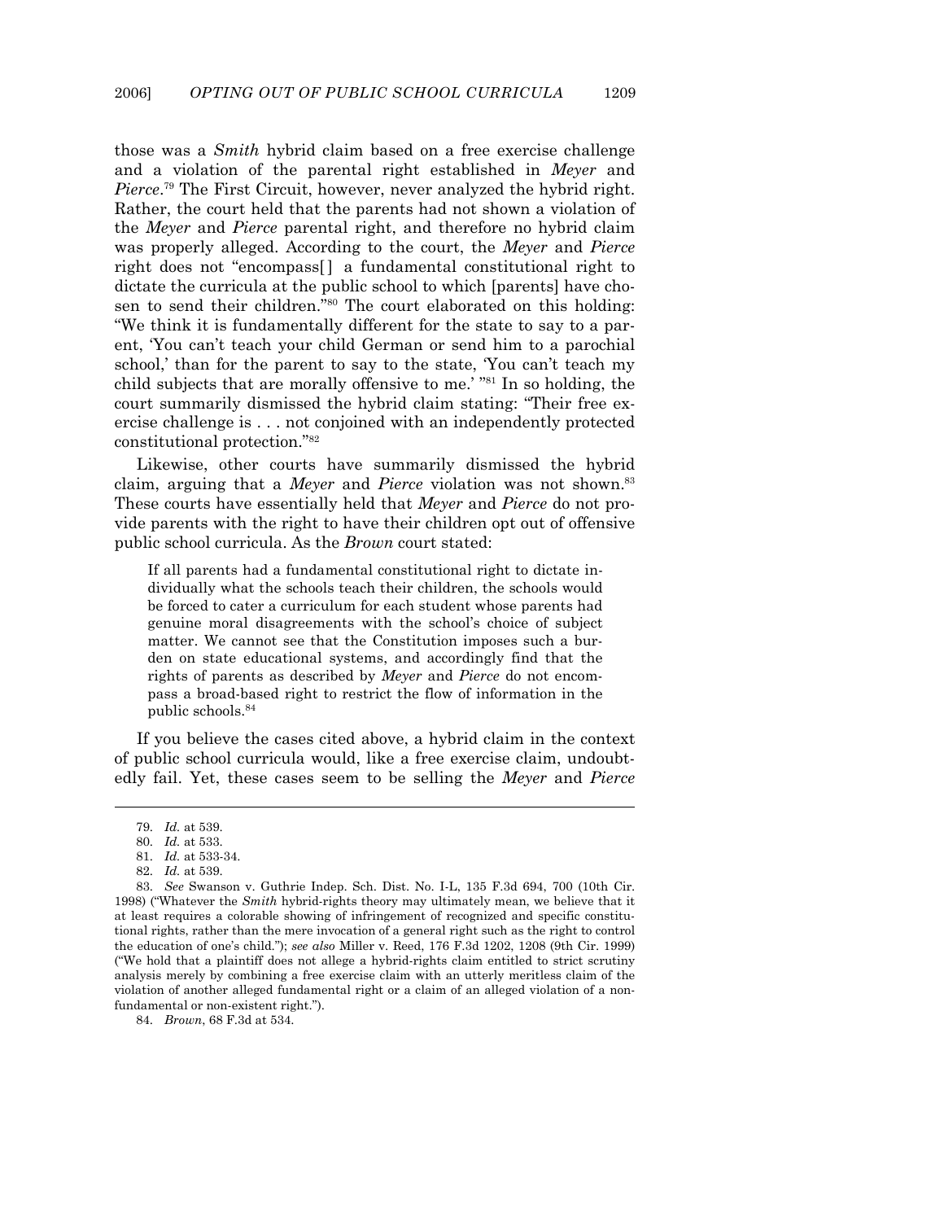those was a *Smith* hybrid claim based on a free exercise challenge and a violation of the parental right established in *Meyer* and *Pierce*.[79] The First Circuit, however, never analyzed the hybrid right. Rather, the court held that the parents had not shown a violation of the *Meyer* and *Pierce* parental right, and therefore no hybrid claim was properly alleged. According to the court, the *Meyer* and *Pierce* right does not "encompass[] a fundamental constitutional right to dictate the curricula at the public school to which [parents] have chosen to send their children."[80] The court elaborated on this holding: "We think it is fundamentally different for the state to say to a parent, 'You can't teach your child German or send him to a parochial school,' than for the parent to say to the state, 'You can't teach my child subjects that are morally offensive to me.' "[81] In so holding, the court summarily dismissed the hybrid claim stating: "Their free exercise challenge is . . . not conjoined with an independently protected constitutional protection."[82]

Likewise, other courts have summarily dismissed the hybrid claim, arguing that a *Meyer* and *Pierce* violation was not shown.[83] These courts have essentially held that *Meyer* and *Pierce* do not provide parents with the right to have their children opt out of offensive public school curricula. As the *Brown* court stated:

> If all parents had a fundamental constitutional right to dictate individually what the schools teach their children, the schools would be forced to cater a curriculum for each student whose parents had genuine moral disagreements with the school's choice of subject matter. We cannot see that the Constitution imposes such a burden on state educational systems, and accordingly find that the rights of parents as described by *Meyer* and *Pierce* do not encompass a broad-based right to restrict the flow of information in the public schools.[84]

If you believe the cases cited above, a hybrid claim in the context of public school curricula would, like a free exercise claim, undoubtedly fail. Yet, these cases seem to be selling the *Meyer* and *Pierce*

---

79. *Id.* at 539.

80. *Id.* at 533.

81. *Id.* at 533-34.

82. *Id.* at 539.

83. *See* Swanson v. Guthrie Indep. Sch. Dist. No. I-L, 135 F.3d 694, 700 (10th Cir. 1998) ("Whatever the *Smith* hybrid-rights theory may ultimately mean, we believe that it at least requires a colorable showing of infringement of recognized and specific constitutional rights, rather than the mere invocation of a general right such as the right to control the education of one's child."); *see also* Miller v. Reed, 176 F.3d 1202, 1208 (9th Cir. 1999) ("We hold that a plaintiff does not allege a hybrid-rights claim entitled to strict scrutiny analysis merely by combining a free exercise claim with an utterly meritless claim of the violation of another alleged fundamental right or a claim of an alleged violation of a non-fundamental or non-existent right.").

84. *Brown*, 68 F.3d at 534.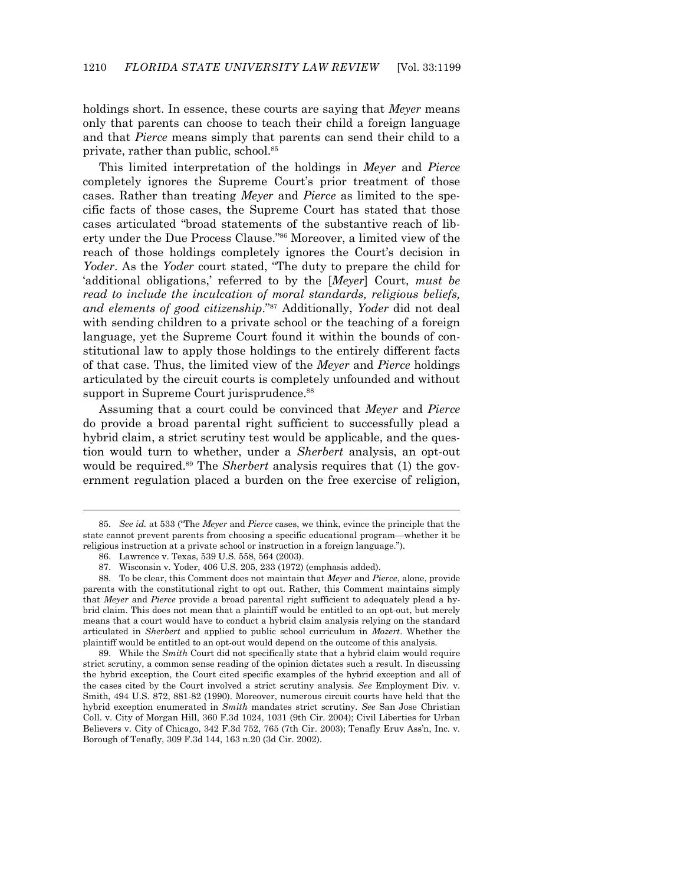holdings short. In essence, these courts are saying that *Meyer* means only that parents can choose to teach their child a foreign language and that *Pierce* means simply that parents can send their child to a private, rather than public, school.[85]

This limited interpretation of the holdings in *Meyer* and *Pierce* completely ignores the Supreme Court's prior treatment of those cases. Rather than treating *Meyer* and *Pierce* as limited to the specific facts of those cases, the Supreme Court has stated that those cases articulated "broad statements of the substantive reach of liberty under the Due Process Clause."[86] Moreover, a limited view of the reach of those holdings completely ignores the Court's decision in *Yoder*. As the *Yoder* court stated, "The duty to prepare the child for 'additional obligations,' referred to by the [*Meyer*] Court, *must be read to include the inculcation of moral standards, religious beliefs, and elements of good citizenship*."[87] Additionally, *Yoder* did not deal with sending children to a private school or the teaching of a foreign language, yet the Supreme Court found it within the bounds of constitutional law to apply those holdings to the entirely different facts of that case. Thus, the limited view of the *Meyer* and *Pierce* holdings articulated by the circuit courts is completely unfounded and without support in Supreme Court jurisprudence.[88]

Assuming that a court could be convinced that *Meyer* and *Pierce* do provide a broad parental right sufficient to successfully plead a hybrid claim, a strict scrutiny test would be applicable, and the question would turn to whether, under a *Sherbert* analysis, an opt-out would be required.[89] The *Sherbert* analysis requires that (1) the government regulation placed a burden on the free exercise of religion,

---

85. *See id.* at 533 ("The *Meyer* and *Pierce* cases, we think, evince the principle that the state cannot prevent parents from choosing a specific educational program—whether it be religious instruction at a private school or instruction in a foreign language.").

86. Lawrence v. Texas, 539 U.S. 558, 564 (2003).

87. Wisconsin v. Yoder, 406 U.S. 205, 233 (1972) (emphasis added).

88. To be clear, this Comment does not maintain that *Meyer* and *Pierce*, alone, provide parents with the constitutional right to opt out. Rather, this Comment maintains simply that *Meyer* and *Pierce* provide a broad parental right sufficient to adequately plead a hybrid claim. This does not mean that a plaintiff would be entitled to an opt-out, but merely means that a court would have to conduct a hybrid claim analysis relying on the standard articulated in *Sherbert* and applied to public school curriculum in *Mozert*. Whether the plaintiff would be entitled to an opt-out would depend on the outcome of this analysis.

89. While the *Smith* Court did not specifically state that a hybrid claim would require strict scrutiny, a common sense reading of the opinion dictates such a result. In discussing the hybrid exception, the Court cited specific examples of the hybrid exception and all of the cases cited by the Court involved a strict scrutiny analysis. *See* Employment Div. v. Smith, 494 U.S. 872, 881-82 (1990). Moreover, numerous circuit courts have held that the hybrid exception enumerated in *Smith* mandates strict scrutiny. *See* San Jose Christian Coll. v. City of Morgan Hill, 360 F.3d 1024, 1031 (9th Cir. 2004); Civil Liberties for Urban Believers v. City of Chicago, 342 F.3d 752, 765 (7th Cir. 2003); Tenafly Eruv Ass'n, Inc. v. Borough of Tenafly, 309 F.3d 144, 163 n.20 (3d Cir. 2002).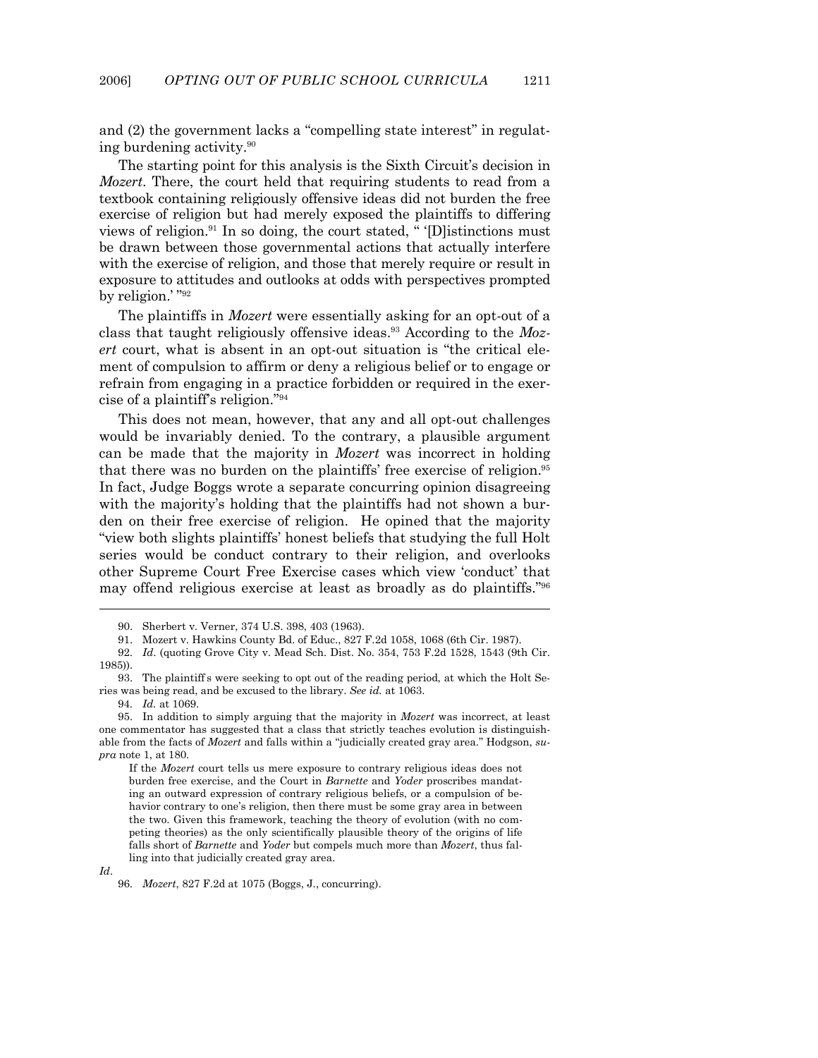and (2) the government lacks a "compelling state interest" in regulating burdening activity.[90]

The starting point for this analysis is the Sixth Circuit's decision in *Mozert*. There, the court held that requiring students to read from a textbook containing religiously offensive ideas did not burden the free exercise of religion but had merely exposed the plaintiffs to differing views of religion.[91] In so doing, the court stated, " '[D]istinctions must be drawn between those governmental actions that actually interfere with the exercise of religion, and those that merely require or result in exposure to attitudes and outlooks at odds with perspectives prompted by religion.' "[92]

The plaintiffs in *Mozert* were essentially asking for an opt-out of a class that taught religiously offensive ideas.[93] According to the *Mozert* court, what is absent in an opt-out situation is "the critical element of compulsion to affirm or deny a religious belief or to engage or refrain from engaging in a practice forbidden or required in the exercise of a plaintiff's religion."[94]

This does not mean, however, that any and all opt-out challenges would be invariably denied. To the contrary, a plausible argument can be made that the majority in *Mozert* was incorrect in holding that there was no burden on the plaintiffs' free exercise of religion.[95] In fact, Judge Boggs wrote a separate concurring opinion disagreeing with the majority's holding that the plaintiffs had not shown a burden on their free exercise of religion. He opined that the majority "view both slights plaintiffs' honest beliefs that studying the full Holt series would be conduct contrary to their religion, and overlooks other Supreme Court Free Exercise cases which view 'conduct' that may offend religious exercise at least as broadly as do plaintiffs."[96]

---

90. Sherbert v. Verner, 374 U.S. 398, 403 (1963).

91. Mozert v. Hawkins County Bd. of Educ., 827 F.2d 1058, 1068 (6th Cir. 1987).

92. *Id*. (quoting Grove City v. Mead Sch. Dist. No. 354, 753 F.2d 1528, 1543 (9th Cir. 1985)).

93. The plaintiff s were seeking to opt out of the reading period, at which the Holt Series was being read, and be excused to the library. *See id.* at 1063.

94. *Id.* at 1069.

95. In addition to simply arguing that the majority in *Mozert* was incorrect, at least one commentator has suggested that a class that strictly teaches evolution is distinguishable from the facts of *Mozert* and falls within a "judicially created gray area." Hodgson, *supra* note 1, at 180.

> If the *Mozert* court tells us mere exposure to contrary religious ideas does not burden free exercise, and the Court in *Barnette* and *Yoder* proscribes mandating an outward expression of contrary religious beliefs, or a compulsion of behavior contrary to one's religion, then there must be some gray area in between the two. Given this framework, teaching the theory of evolution (with no competing theories) as the only scientifically plausible theory of the origins of life falls short of *Barnette* and *Yoder* but compels much more than *Mozert*, thus falling into that judicially created gray area.

*Id*.

96. *Mozert*, 827 F.2d at 1075 (Boggs, J., concurring).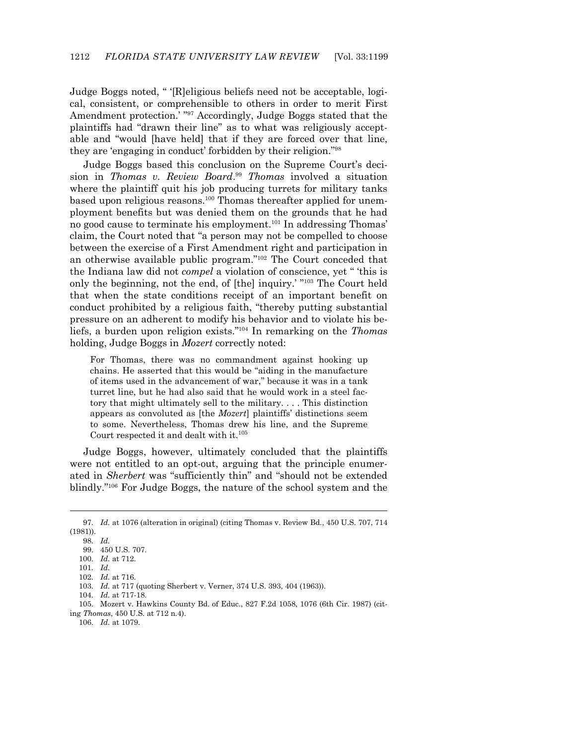Judge Boggs noted, " '[R]eligious beliefs need not be acceptable, logical, consistent, or comprehensible to others in order to merit First Amendment protection.' "[97] Accordingly, Judge Boggs stated that the plaintiffs had "drawn their line" as to what was religiously acceptable and "would [have held] that if they are forced over that line, they are 'engaging in conduct' forbidden by their religion."[98]

Judge Boggs based this conclusion on the Supreme Court's decision in *Thomas v. Review Board*.[99] *Thomas* involved a situation where the plaintiff quit his job producing turrets for military tanks based upon religious reasons.[100] Thomas thereafter applied for unemployment benefits but was denied them on the grounds that he had no good cause to terminate his employment.[101] In addressing Thomas' claim, the Court noted that "a person may not be compelled to choose between the exercise of a First Amendment right and participation in an otherwise available public program."[102] The Court conceded that the Indiana law did not *compel* a violation of conscience, yet " 'this is only the beginning, not the end, of [the] inquiry.' "[103] The Court held that when the state conditions receipt of an important benefit on conduct prohibited by a religious faith, "thereby putting substantial pressure on an adherent to modify his behavior and to violate his beliefs, a burden upon religion exists."[104] In remarking on the *Thomas* holding, Judge Boggs in *Mozert* correctly noted:

> For Thomas, there was no commandment against hooking up chains. He asserted that this would be "aiding in the manufacture of items used in the advancement of war," because it was in a tank turret line, but he had also said that he would work in a steel factory that might ultimately sell to the military. . . . This distinction appears as convoluted as [the *Mozert*] plaintiffs' distinctions seem to some. Nevertheless, Thomas drew his line, and the Supreme Court respected it and dealt with it.[105]

Judge Boggs, however, ultimately concluded that the plaintiffs were not entitled to an opt-out, arguing that the principle enumerated in *Sherbert* was "sufficiently thin" and "should not be extended blindly."[106] For Judge Boggs, the nature of the school system and the

---

97. *Id.* at 1076 (alteration in original) (citing Thomas v. Review Bd., 450 U.S. 707, 714 (1981)).

98. *Id.*

99. 450 U.S. 707.

100. *Id.* at 712.

101. *Id.*

102. *Id.* at 716.

103. *Id.* at 717 (quoting Sherbert v. Verner, 374 U.S. 393, 404 (1963)).

104. *Id.* at 717-18.

105. Mozert v. Hawkins County Bd. of Educ., 827 F.2d 1058, 1076 (6th Cir. 1987) (citing *Thomas*, 450 U.S. at 712 n.4).

106. *Id.* at 1079.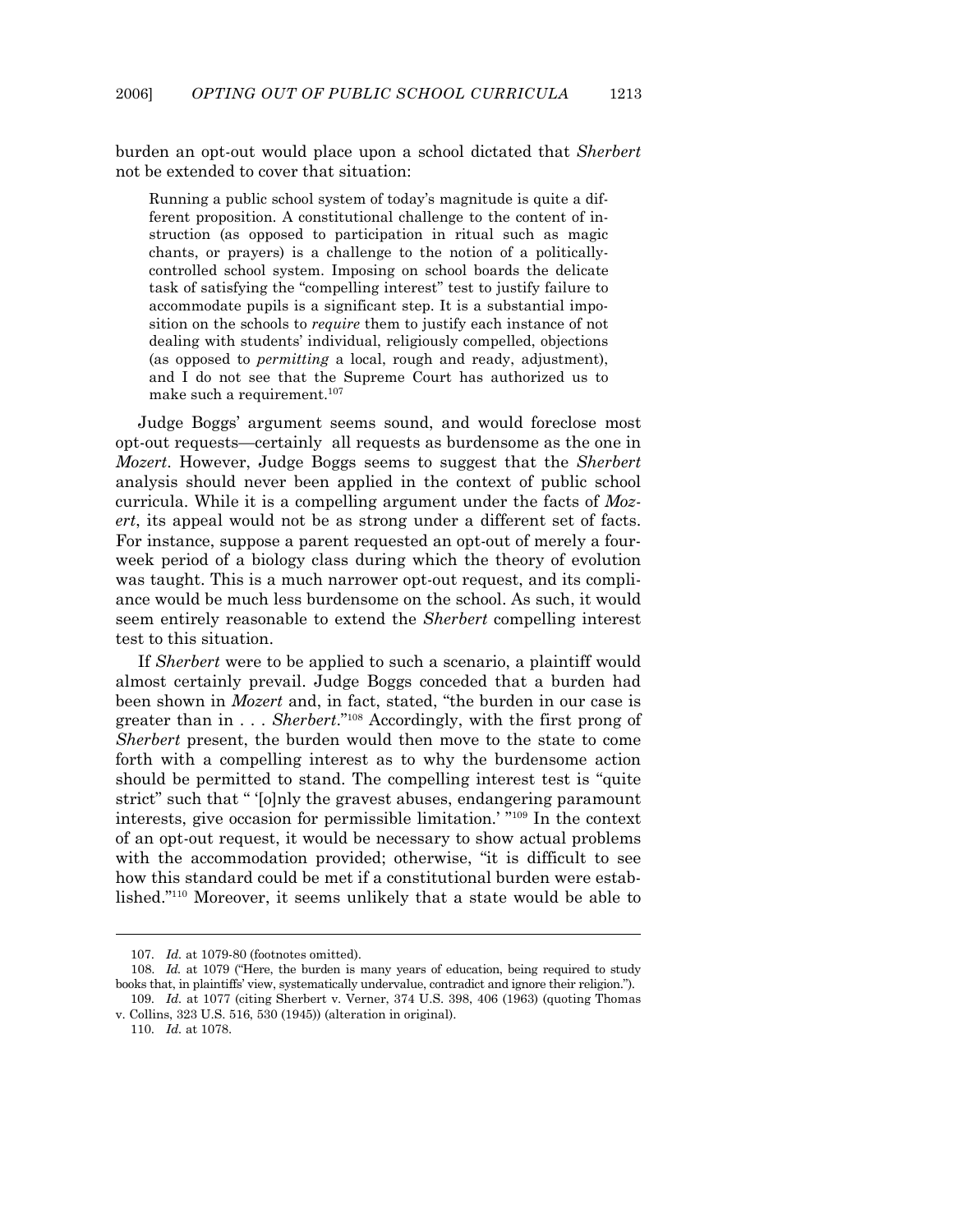burden an opt-out would place upon a school dictated that *Sherbert* not be extended to cover that situation:

> Running a public school system of today's magnitude is quite a different proposition. A constitutional challenge to the content of instruction (as opposed to participation in ritual such as magic chants, or prayers) is a challenge to the notion of a politically-controlled school system. Imposing on school boards the delicate task of satisfying the "compelling interest" test to justify failure to accommodate pupils is a significant step. It is a substantial imposition on the schools to *require* them to justify each instance of not dealing with students' individual, religiously compelled, objections (as opposed to *permitting* a local, rough and ready, adjustment), and I do not see that the Supreme Court has authorized us to make such a requirement.[107]

Judge Boggs' argument seems sound, and would foreclose most opt-out requests—certainly all requests as burdensome as the one in *Mozert*. However, Judge Boggs seems to suggest that the *Sherbert* analysis should never been applied in the context of public school curricula. While it is a compelling argument under the facts of *Mozert*, its appeal would not be as strong under a different set of facts. For instance, suppose a parent requested an opt-out of merely a four-week period of a biology class during which the theory of evolution was taught. This is a much narrower opt-out request, and its compliance would be much less burdensome on the school. As such, it would seem entirely reasonable to extend the *Sherbert* compelling interest test to this situation.

If *Sherbert* were to be applied to such a scenario, a plaintiff would almost certainly prevail. Judge Boggs conceded that a burden had been shown in *Mozert* and, in fact, stated, "the burden in our case is greater than in . . . *Sherbert*."[108] Accordingly, with the first prong of *Sherbert* present, the burden would then move to the state to come forth with a compelling interest as to why the burdensome action should be permitted to stand. The compelling interest test is "quite strict" such that " '[o]nly the gravest abuses, endangering paramount interests, give occasion for permissible limitation.' "[109] In the context of an opt-out request, it would be necessary to show actual problems with the accommodation provided; otherwise, "it is difficult to see how this standard could be met if a constitutional burden were established."[110] Moreover, it seems unlikely that a state would be able to

---

107. *Id.* at 1079-80 (footnotes omitted).

108. *Id.* at 1079 ("Here, the burden is many years of education, being required to study books that, in plaintiffs' view, systematically undervalue, contradict and ignore their religion.").

109. *Id.* at 1077 (citing Sherbert v. Verner, 374 U.S. 398, 406 (1963) (quoting Thomas v. Collins, 323 U.S. 516, 530 (1945)) (alteration in original).

110. *Id.* at 1078.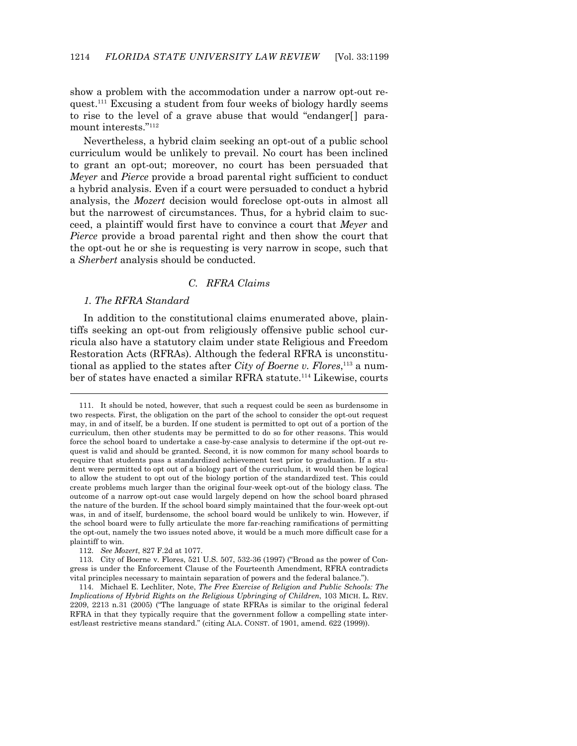show a problem with the accommodation under a narrow opt-out request.[111] Excusing a student from four weeks of biology hardly seems to rise to the level of a grave abuse that would "endanger[] paramount interests."[112]

Nevertheless, a hybrid claim seeking an opt-out of a public school curriculum would be unlikely to prevail. No court has been inclined to grant an opt-out; moreover, no court has been persuaded that *Meyer* and *Pierce* provide a broad parental right sufficient to conduct a hybrid analysis. Even if a court were persuaded to conduct a hybrid analysis, the *Mozert* decision would foreclose opt-outs in almost all but the narrowest of circumstances. Thus, for a hybrid claim to succeed, a plaintiff would first have to convince a court that *Meyer* and *Pierce* provide a broad parental right and then show the court that the opt-out he or she is requesting is very narrow in scope, such that a *Sherbert* analysis should be conducted.

### C. RFRA Claims

#### 1. The RFRA Standard

In addition to the constitutional claims enumerated above, plaintiffs seeking an opt-out from religiously offensive public school curricula also have a statutory claim under state Religious and Freedom Restoration Acts (RFRAs). Although the federal RFRA is unconstitutional as applied to the states after *City of Boerne v. Flores*,[113] a number of states have enacted a similar RFRA statute.[114] Likewise, courts

---

111. It should be noted, however, that such a request could be seen as burdensome in two respects. First, the obligation on the part of the school to consider the opt-out request may, in and of itself, be a burden. If one student is permitted to opt out of a portion of the curriculum, then other students may be permitted to do so for other reasons. This would force the school board to undertake a case-by-case analysis to determine if the opt-out request is valid and should be granted. Second, it is now common for many school boards to require that students pass a standardized achievement test prior to graduation. If a student were permitted to opt out of a biology part of the curriculum, it would then be logical to allow the student to opt out of the biology portion of the standardized test. This could create problems much larger than the original four-week opt-out of the biology class. The outcome of a narrow opt-out case would largely depend on how the school board phrased the nature of the burden. If the school board simply maintained that the four-week opt-out was, in and of itself, burdensome, the school board would be unlikely to win. However, if the school board were to fully articulate the more far-reaching ramifications of permitting the opt-out, namely the two issues noted above, it would be a much more difficult case for a plaintiff to win.

112. *See Mozert*, 827 F.2d at 1077.

113. City of Boerne v. Flores, 521 U.S. 507, 532-36 (1997) ("Broad as the power of Congress is under the Enforcement Clause of the Fourteenth Amendment, RFRA contradicts vital principles necessary to maintain separation of powers and the federal balance.").

114. Michael E. Lechliter, Note, *The Free Exercise of Religion and Public Schools: The Implications of Hybrid Rights on the Religious Upbringing of Children*, 103 MICH. L. REV. 2209, 2213 n.31 (2005) ("The language of state RFRAs is similar to the original federal RFRA in that they typically require that the government follow a compelling state interest/least restrictive means standard." (citing ALA. CONST. of 1901, amend. 622 (1999)).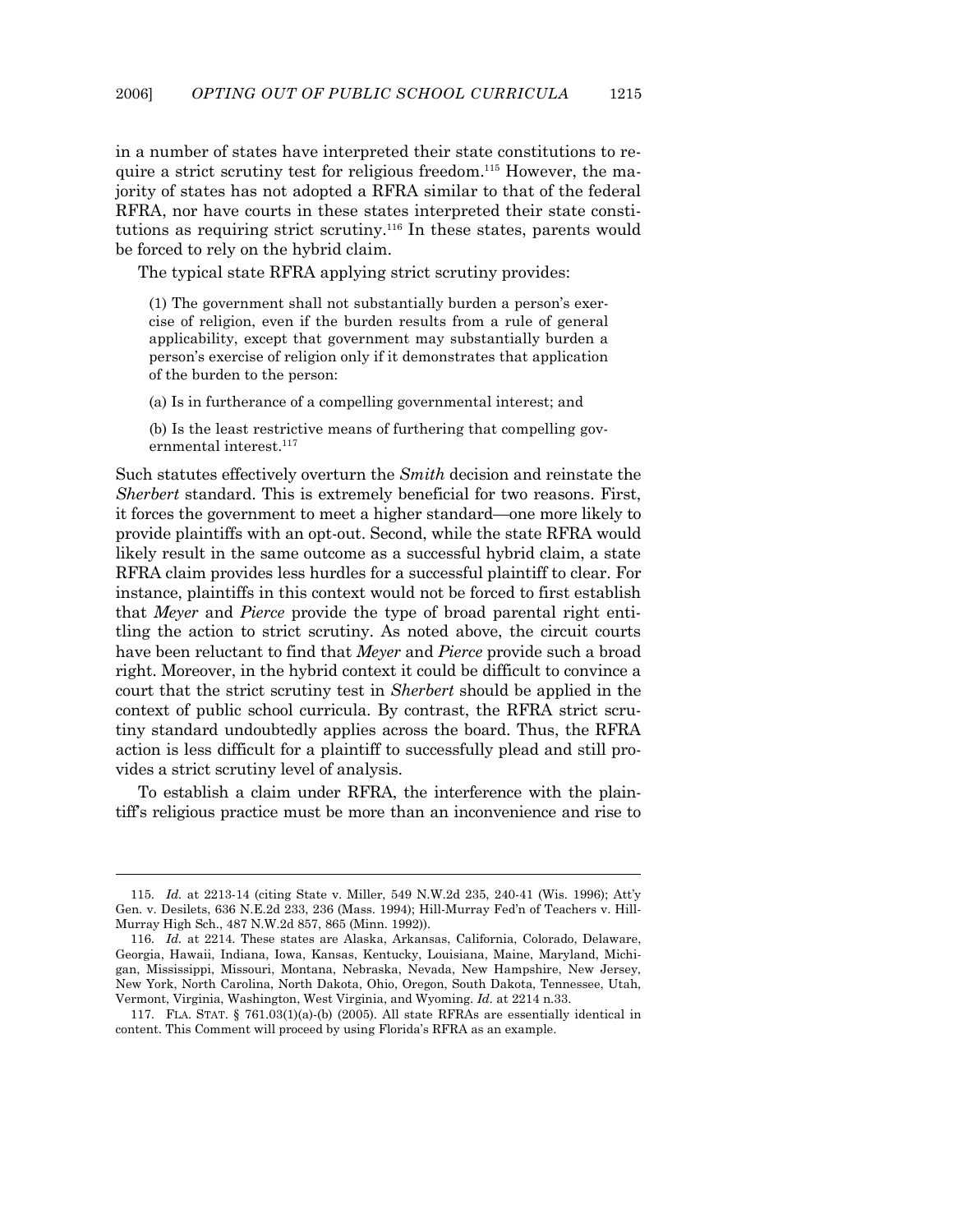in a number of states have interpreted their state constitutions to require a strict scrutiny test for religious freedom.[115] However, the majority of states has not adopted a RFRA similar to that of the federal RFRA, nor have courts in these states interpreted their state constitutions as requiring strict scrutiny.[116] In these states, parents would be forced to rely on the hybrid claim.

The typical state RFRA applying strict scrutiny provides:

> (1) The government shall not substantially burden a person's exercise of religion, even if the burden results from a rule of general applicability, except that government may substantially burden a person's exercise of religion only if it demonstrates that application of the burden to the person:
>
> (a) Is in furtherance of a compelling governmental interest; and
>
> (b) Is the least restrictive means of furthering that compelling governmental interest.[117]

Such statutes effectively overturn the *Smith* decision and reinstate the *Sherbert* standard. This is extremely beneficial for two reasons. First, it forces the government to meet a higher standard—one more likely to provide plaintiffs with an opt-out. Second, while the state RFRA would likely result in the same outcome as a successful hybrid claim, a state RFRA claim provides less hurdles for a successful plaintiff to clear. For instance, plaintiffs in this context would not be forced to first establish that *Meyer* and *Pierce* provide the type of broad parental right entitling the action to strict scrutiny. As noted above, the circuit courts have been reluctant to find that *Meyer* and *Pierce* provide such a broad right. Moreover, in the hybrid context it could be difficult to convince a court that the strict scrutiny test in *Sherbert* should be applied in the context of public school curricula. By contrast, the RFRA strict scrutiny standard undoubtedly applies across the board. Thus, the RFRA action is less difficult for a plaintiff to successfully plead and still provides a strict scrutiny level of analysis.

To establish a claim under RFRA, the interference with the plaintiff's religious practice must be more than an inconvenience and rise to

---

115. *Id.* at 2213-14 (citing State v. Miller, 549 N.W.2d 235, 240-41 (Wis. 1996); Att'y Gen. v. Desilets, 636 N.E.2d 233, 236 (Mass. 1994); Hill-Murray Fed'n of Teachers v. Hill-Murray High Sch., 487 N.W.2d 857, 865 (Minn. 1992)).

116. *Id.* at 2214. These states are Alaska, Arkansas, California, Colorado, Delaware, Georgia, Hawaii, Indiana, Iowa, Kansas, Kentucky, Louisiana, Maine, Maryland, Michigan, Mississippi, Missouri, Montana, Nebraska, Nevada, New Hampshire, New Jersey, New York, North Carolina, North Dakota, Ohio, Oregon, South Dakota, Tennessee, Utah, Vermont, Virginia, Washington, West Virginia, and Wyoming. *Id.* at 2214 n.33.

117. FLA. STAT. § 761.03(1)(a)-(b) (2005). All state RFRAs are essentially identical in content. This Comment will proceed by using Florida's RFRA as an example.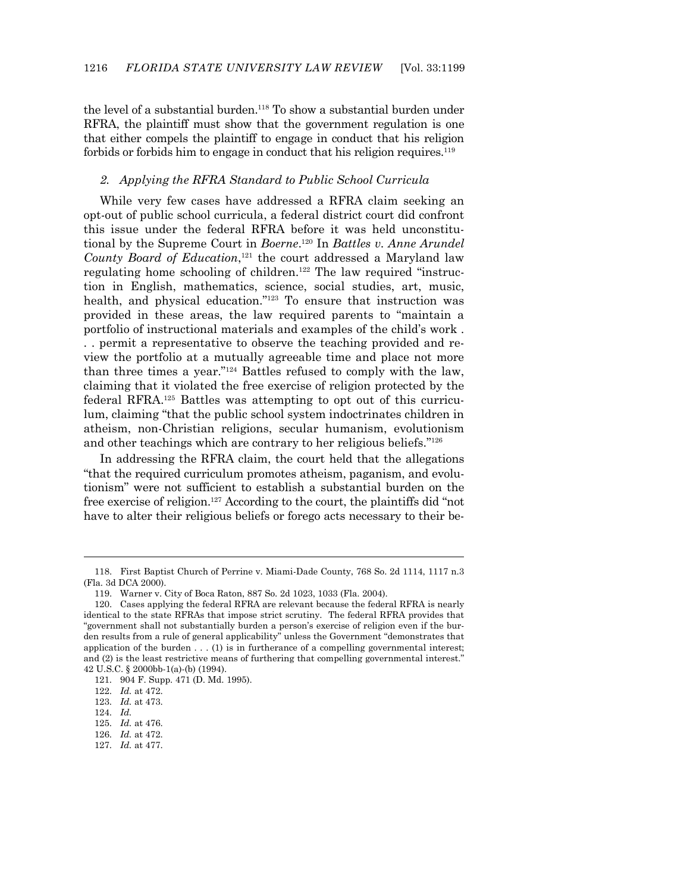the level of a substantial burden.[118] To show a substantial burden under RFRA, the plaintiff must show that the government regulation is one that either compels the plaintiff to engage in conduct that his religion forbids or forbids him to engage in conduct that his religion requires.[119]

### *2. Applying the RFRA Standard to Public School Curricula*

While very few cases have addressed a RFRA claim seeking an opt-out of public school curricula, a federal district court did confront this issue under the federal RFRA before it was held unconstitutional by the Supreme Court in *Boerne*.[120] In *Battles v. Anne Arundel County Board of Education*,[121] the court addressed a Maryland law regulating home schooling of children.[122] The law required "instruction in English, mathematics, science, social studies, art, music, health, and physical education."[123] To ensure that instruction was provided in these areas, the law required parents to "maintain a portfolio of instructional materials and examples of the child's work . . . permit a representative to observe the teaching provided and review the portfolio at a mutually agreeable time and place not more than three times a year."[124] Battles refused to comply with the law, claiming that it violated the free exercise of religion protected by the federal RFRA.[125] Battles was attempting to opt out of this curriculum, claiming "that the public school system indoctrinates children in atheism, non-Christian religions, secular humanism, evolutionism and other teachings which are contrary to her religious beliefs."[126]

In addressing the RFRA claim, the court held that the allegations "that the required curriculum promotes atheism, paganism, and evolutionism" were not sufficient to establish a substantial burden on the free exercise of religion.[127] According to the court, the plaintiffs did "not have to alter their religious beliefs or forego acts necessary to their be-

---

118. First Baptist Church of Perrine v. Miami-Dade County, 768 So. 2d 1114, 1117 n.3 (Fla. 3d DCA 2000).

119. Warner v. City of Boca Raton, 887 So. 2d 1023, 1033 (Fla. 2004).

120. Cases applying the federal RFRA are relevant because the federal RFRA is nearly identical to the state RFRAs that impose strict scrutiny. The federal RFRA provides that "government shall not substantially burden a person's exercise of religion even if the burden results from a rule of general applicability" unless the Government "demonstrates that application of the burden . . . (1) is in furtherance of a compelling governmental interest; and (2) is the least restrictive means of furthering that compelling governmental interest." 42 U.S.C. § 2000bb-1(a)-(b) (1994).

121. 904 F. Supp. 471 (D. Md. 1995).

122. *Id.* at 472.

123. *Id.* at 473.

124. *Id.*

125. *Id.* at 476.

126. *Id.* at 472.

127. *Id.* at 477.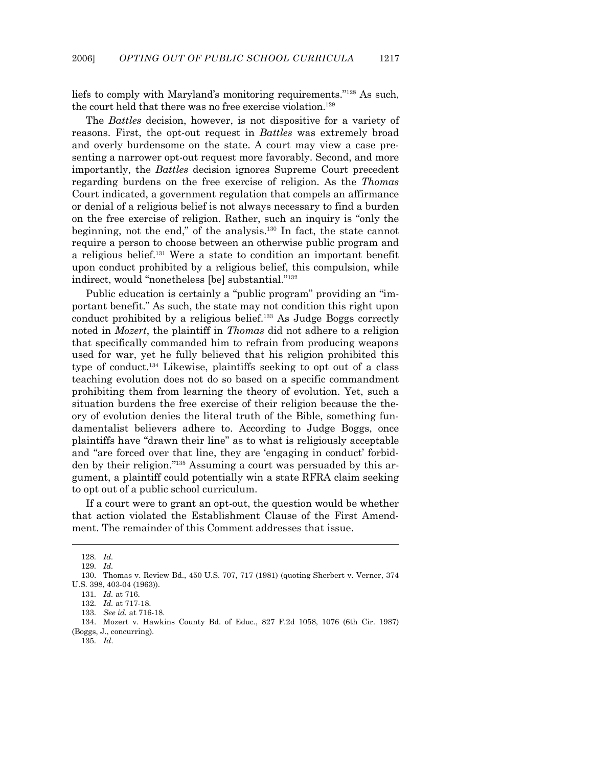liefs to comply with Maryland's monitoring requirements."[128] As such, the court held that there was no free exercise violation.[129]

The *Battles* decision, however, is not dispositive for a variety of reasons. First, the opt-out request in *Battles* was extremely broad and overly burdensome on the state. A court may view a case presenting a narrower opt-out request more favorably. Second, and more importantly, the *Battles* decision ignores Supreme Court precedent regarding burdens on the free exercise of religion. As the *Thomas* Court indicated, a government regulation that compels an affirmance or denial of a religious belief is not always necessary to find a burden on the free exercise of religion. Rather, such an inquiry is "only the beginning, not the end," of the analysis.[130] In fact, the state cannot require a person to choose between an otherwise public program and a religious belief.[131] Were a state to condition an important benefit upon conduct prohibited by a religious belief, this compulsion, while indirect, would "nonetheless [be] substantial."[132]

Public education is certainly a "public program" providing an "important benefit." As such, the state may not condition this right upon conduct prohibited by a religious belief.[133] As Judge Boggs correctly noted in *Mozert*, the plaintiff in *Thomas* did not adhere to a religion that specifically commanded him to refrain from producing weapons used for war, yet he fully believed that his religion prohibited this type of conduct.[134] Likewise, plaintiffs seeking to opt out of a class teaching evolution does not do so based on a specific commandment prohibiting them from learning the theory of evolution. Yet, such a situation burdens the free exercise of their religion because the theory of evolution denies the literal truth of the Bible, something fundamentalist believers adhere to. According to Judge Boggs, once plaintiffs have "drawn their line" as to what is religiously acceptable and "are forced over that line, they are 'engaging in conduct' forbidden by their religion."[135] Assuming a court was persuaded by this argument, a plaintiff could potentially win a state RFRA claim seeking to opt out of a public school curriculum.

If a court were to grant an opt-out, the question would be whether that action violated the Establishment Clause of the First Amendment. The remainder of this Comment addresses that issue.

---

128. *Id.*

129. *Id.*

130. Thomas v. Review Bd., 450 U.S. 707, 717 (1981) (quoting Sherbert v. Verner, 374 U.S. 398, 403-04 (1963)).

131. *Id.* at 716.

132. *Id.* at 717-18.

133. *See id.* at 716-18.

134. Mozert v. Hawkins County Bd. of Educ., 827 F.2d 1058, 1076 (6th Cir. 1987) (Boggs, J., concurring).

135. *Id*.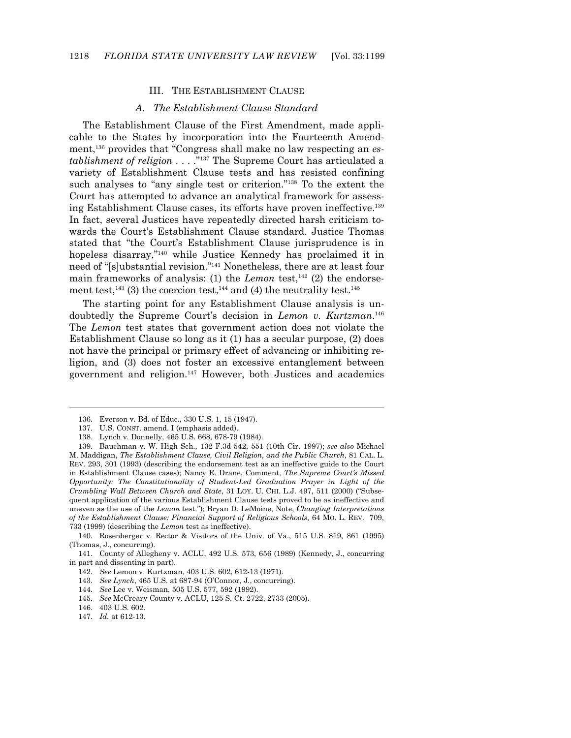## III. THE ESTABLISHMENT CLAUSE

### *A. The Establishment Clause Standard*

The Establishment Clause of the First Amendment, made applicable to the States by incorporation into the Fourteenth Amendment,[136] provides that "Congress shall make no law respecting an *establishment of religion* . . . ."[137] The Supreme Court has articulated a variety of Establishment Clause tests and has resisted confining such analyses to "any single test or criterion."[138] To the extent the Court has attempted to advance an analytical framework for assessing Establishment Clause cases, its efforts have proven ineffective.[139] In fact, several Justices have repeatedly directed harsh criticism towards the Court's Establishment Clause standard. Justice Thomas stated that "the Court's Establishment Clause jurisprudence is in hopeless disarray,"[140] while Justice Kennedy has proclaimed it in need of "[s]ubstantial revision."[141] Nonetheless, there are at least four main frameworks of analysis: (1) the *Lemon* test,[142] (2) the endorsement test,[143] (3) the coercion test,[144] and (4) the neutrality test.[145]

The starting point for any Establishment Clause analysis is undoubtedly the Supreme Court's decision in *Lemon v. Kurtzman*.[146] The *Lemon* test states that government action does not violate the Establishment Clause so long as it (1) has a secular purpose, (2) does not have the principal or primary effect of advancing or inhibiting religion, and (3) does not foster an excessive entanglement between government and religion.[147] However, both Justices and academics

---

136. Everson v. Bd. of Educ., 330 U.S. 1, 15 (1947).

137. U.S. CONST. amend. I (emphasis added).

138. Lynch v. Donnelly, 465 U.S. 668, 678-79 (1984).

139. Bauchman v. W. High Sch., 132 F.3d 542, 551 (10th Cir. 1997); *see also* Michael M. Maddigan, *The Establishment Clause, Civil Religion, and the Public Church*, 81 CAL. L. REV. 293, 301 (1993) (describing the endorsement test as an ineffective guide to the Court in Establishment Clause cases); Nancy E. Drane, Comment, *The Supreme Court's Missed Opportunity: The Constitutionality of Student-Led Graduation Prayer in Light of the Crumbling Wall Between Church and State*, 31 LOY. U. CHI. L.J. 497, 511 (2000) ("Subsequent application of the various Establishment Clause tests proved to be as ineffective and uneven as the use of the *Lemon* test."); Bryan D. LeMoine, Note, *Changing Interpretations of the Establishment Clause: Financial Support of Religious Schools*, 64 MO. L. REV. 709, 733 (1999) (describing the *Lemon* test as ineffective).

140. Rosenberger v. Rector & Visitors of the Univ. of Va., 515 U.S. 819, 861 (1995) (Thomas, J., concurring).

141. County of Allegheny v. ACLU, 492 U.S. 573, 656 (1989) (Kennedy, J., concurring in part and dissenting in part).

142. *See* Lemon v. Kurtzman, 403 U.S. 602, 612-13 (1971).

143. *See Lynch*, 465 U.S. at 687-94 (O'Connor, J., concurring).

144. *See* Lee v. Weisman, 505 U.S. 577, 592 (1992).

145. *See* McCreary County v. ACLU, 125 S. Ct. 2722, 2733 (2005).

146. 403 U.S. 602.

147. *Id.* at 612-13.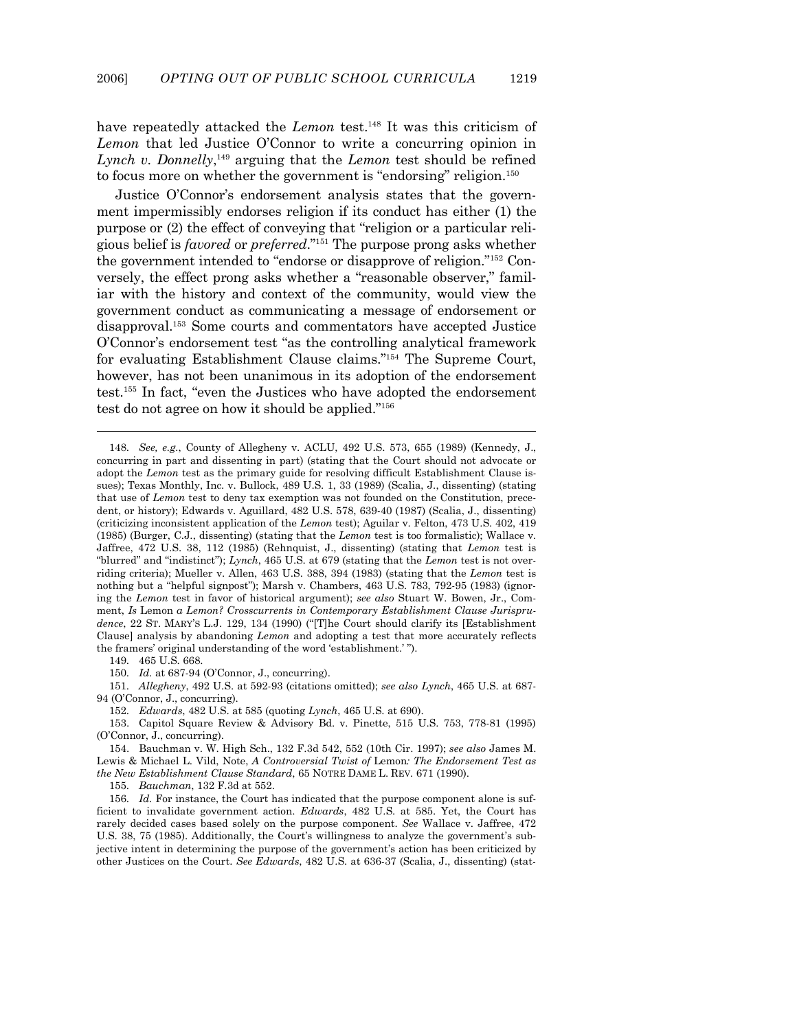have repeatedly attacked the *Lemon* test.[148] It was this criticism of *Lemon* that led Justice O'Connor to write a concurring opinion in *Lynch v. Donnelly*,[149] arguing that the *Lemon* test should be refined to focus more on whether the government is "endorsing" religion.[150]

Justice O'Connor's endorsement analysis states that the government impermissibly endorses religion if its conduct has either (1) the purpose or (2) the effect of conveying that "religion or a particular religious belief is *favored* or *preferred*."[151] The purpose prong asks whether the government intended to "endorse or disapprove of religion."[152] Conversely, the effect prong asks whether a "reasonable observer," familiar with the history and context of the community, would view the government conduct as communicating a message of endorsement or disapproval.[153] Some courts and commentators have accepted Justice O'Connor's endorsement test "as the controlling analytical framework for evaluating Establishment Clause claims."[154] The Supreme Court, however, has not been unanimous in its adoption of the endorsement test.[155] In fact, "even the Justices who have adopted the endorsement test do not agree on how it should be applied."[156]

---

148. *See, e.g.*, County of Allegheny v. ACLU, 492 U.S. 573, 655 (1989) (Kennedy, J., concurring in part and dissenting in part) (stating that the Court should not advocate or adopt the *Lemon* test as the primary guide for resolving difficult Establishment Clause issues); Texas Monthly, Inc. v. Bullock, 489 U.S. 1, 33 (1989) (Scalia, J., dissenting) (stating that use of *Lemon* test to deny tax exemption was not founded on the Constitution, precedent, or history); Edwards v. Aguillard, 482 U.S. 578, 639-40 (1987) (Scalia, J., dissenting) (criticizing inconsistent application of the *Lemon* test); Aguilar v. Felton, 473 U.S. 402, 419 (1985) (Burger, C.J., dissenting) (stating that the *Lemon* test is too formalistic); Wallace v. Jaffree, 472 U.S. 38, 112 (1985) (Rehnquist, J., dissenting) (stating that *Lemon* test is "blurred" and "indistinct"); *Lynch*, 465 U.S. at 679 (stating that the *Lemon* test is not overriding criteria); Mueller v. Allen, 463 U.S. 388, 394 (1983) (stating that the *Lemon* test is nothing but a "helpful signpost"); Marsh v. Chambers, 463 U.S. 783, 792-95 (1983) (ignoring the *Lemon* test in favor of historical argument); *see also* Stuart W. Bowen, Jr., Comment, *Is* Lemon *a Lemon? Crosscurrents in Contemporary Establishment Clause Jurisprudence*, 22 ST. MARY'S L.J. 129, 134 (1990) ("[T]he Court should clarify its [Establishment Clause] analysis by abandoning *Lemon* and adopting a test that more accurately reflects the framers' original understanding of the word 'establishment.' ").

149. 465 U.S. 668.

150. *Id.* at 687-94 (O'Connor, J., concurring).

151. *Allegheny*, 492 U.S. at 592-93 (citations omitted); *see also Lynch*, 465 U.S. at 687-94 (O'Connor, J., concurring).

152. *Edwards*, 482 U.S. at 585 (quoting *Lynch*, 465 U.S. at 690).

153. Capitol Square Review & Advisory Bd. v. Pinette, 515 U.S. 753, 778-81 (1995) (O'Connor, J., concurring).

154. Bauchman v. W. High Sch., 132 F.3d 542, 552 (10th Cir. 1997); *see also* James M. Lewis & Michael L. Vild, Note, *A Controversial Twist of* Lemon*: The Endorsement Test as the New Establishment Clause Standard*, 65 NOTRE DAME L. REV. 671 (1990).

155. *Bauchman*, 132 F.3d at 552.

156. *Id.* For instance, the Court has indicated that the purpose component alone is sufficient to invalidate government action. *Edwards*, 482 U.S. at 585. Yet, the Court has rarely decided cases based solely on the purpose component. *See* Wallace v. Jaffree, 472 U.S. 38, 75 (1985). Additionally, the Court's willingness to analyze the government's subjective intent in determining the purpose of the government's action has been criticized by other Justices on the Court. *See Edwards*, 482 U.S. at 636-37 (Scalia, J., dissenting) (stat-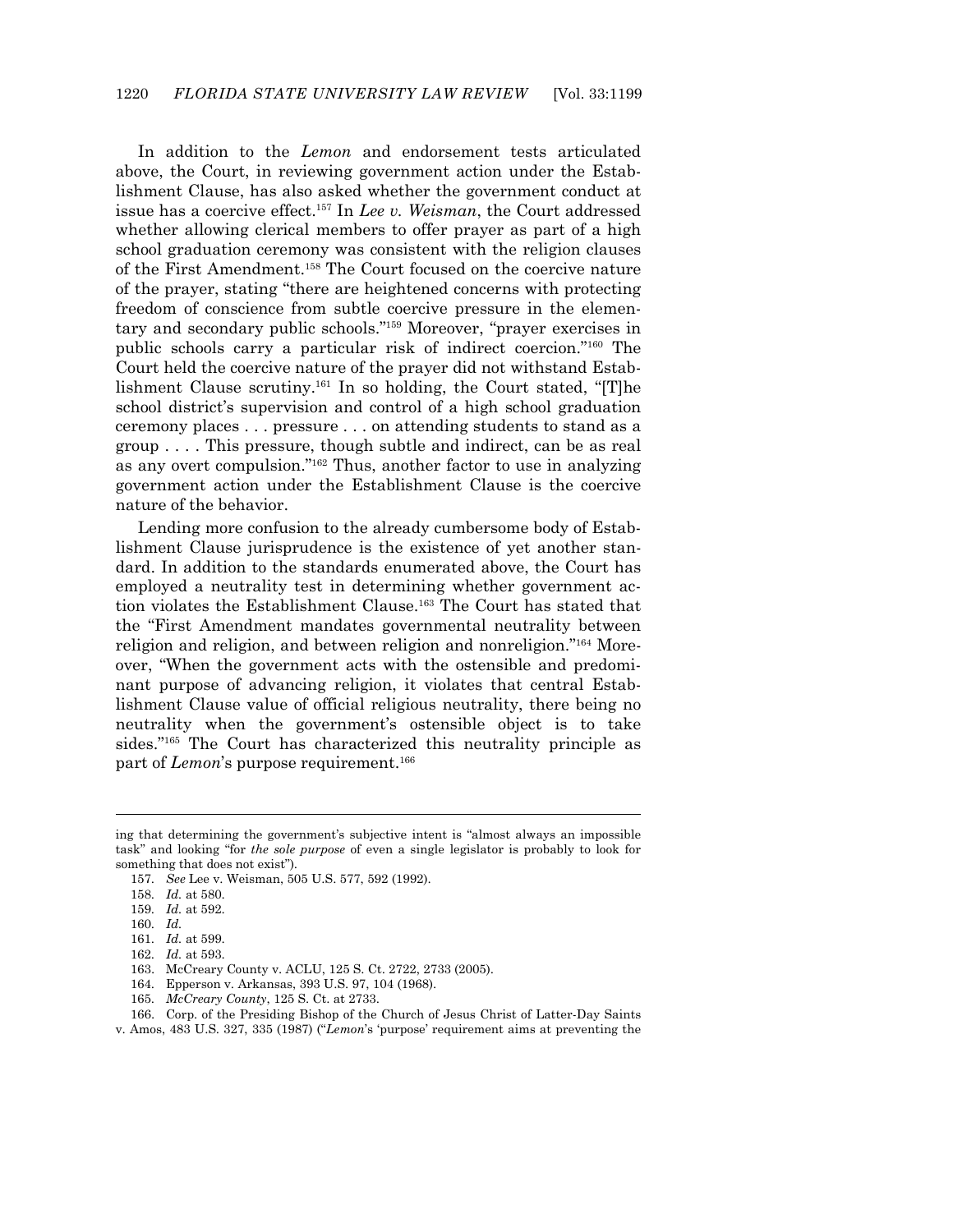In addition to the *Lemon* and endorsement tests articulated above, the Court, in reviewing government action under the Establishment Clause, has also asked whether the government conduct at issue has a coercive effect.[157] In *Lee v. Weisman*, the Court addressed whether allowing clerical members to offer prayer as part of a high school graduation ceremony was consistent with the religion clauses of the First Amendment.[158] The Court focused on the coercive nature of the prayer, stating "there are heightened concerns with protecting freedom of conscience from subtle coercive pressure in the elementary and secondary public schools."[159] Moreover, "prayer exercises in public schools carry a particular risk of indirect coercion."[160] The Court held the coercive nature of the prayer did not withstand Establishment Clause scrutiny.[161] In so holding, the Court stated, "[T]he school district's supervision and control of a high school graduation ceremony places . . . pressure . . . on attending students to stand as a group . . . . This pressure, though subtle and indirect, can be as real as any overt compulsion."[162] Thus, another factor to use in analyzing government action under the Establishment Clause is the coercive nature of the behavior.

Lending more confusion to the already cumbersome body of Establishment Clause jurisprudence is the existence of yet another standard. In addition to the standards enumerated above, the Court has employed a neutrality test in determining whether government action violates the Establishment Clause.[163] The Court has stated that the "First Amendment mandates governmental neutrality between religion and religion, and between religion and nonreligion."[164] Moreover, "When the government acts with the ostensible and predominant purpose of advancing religion, it violates that central Establishment Clause value of official religious neutrality, there being no neutrality when the government's ostensible object is to take sides."[165] The Court has characterized this neutrality principle as part of *Lemon*'s purpose requirement.[166]

---

ing that determining the government's subjective intent is "almost always an impossible task" and looking "for *the sole purpose* of even a single legislator is probably to look for something that does not exist").

157. *See* Lee v. Weisman, 505 U.S. 577, 592 (1992).

158. *Id.* at 580.

159. *Id.* at 592.

160. *Id.*

161. *Id.* at 599.

162. *Id.* at 593.

163. McCreary County v. ACLU, 125 S. Ct. 2722, 2733 (2005).

164. Epperson v. Arkansas, 393 U.S. 97, 104 (1968).

165. *McCreary County*, 125 S. Ct. at 2733.

166. Corp. of the Presiding Bishop of the Church of Jesus Christ of Latter-Day Saints v. Amos, 483 U.S. 327, 335 (1987) ("*Lemon*'s 'purpose' requirement aims at preventing the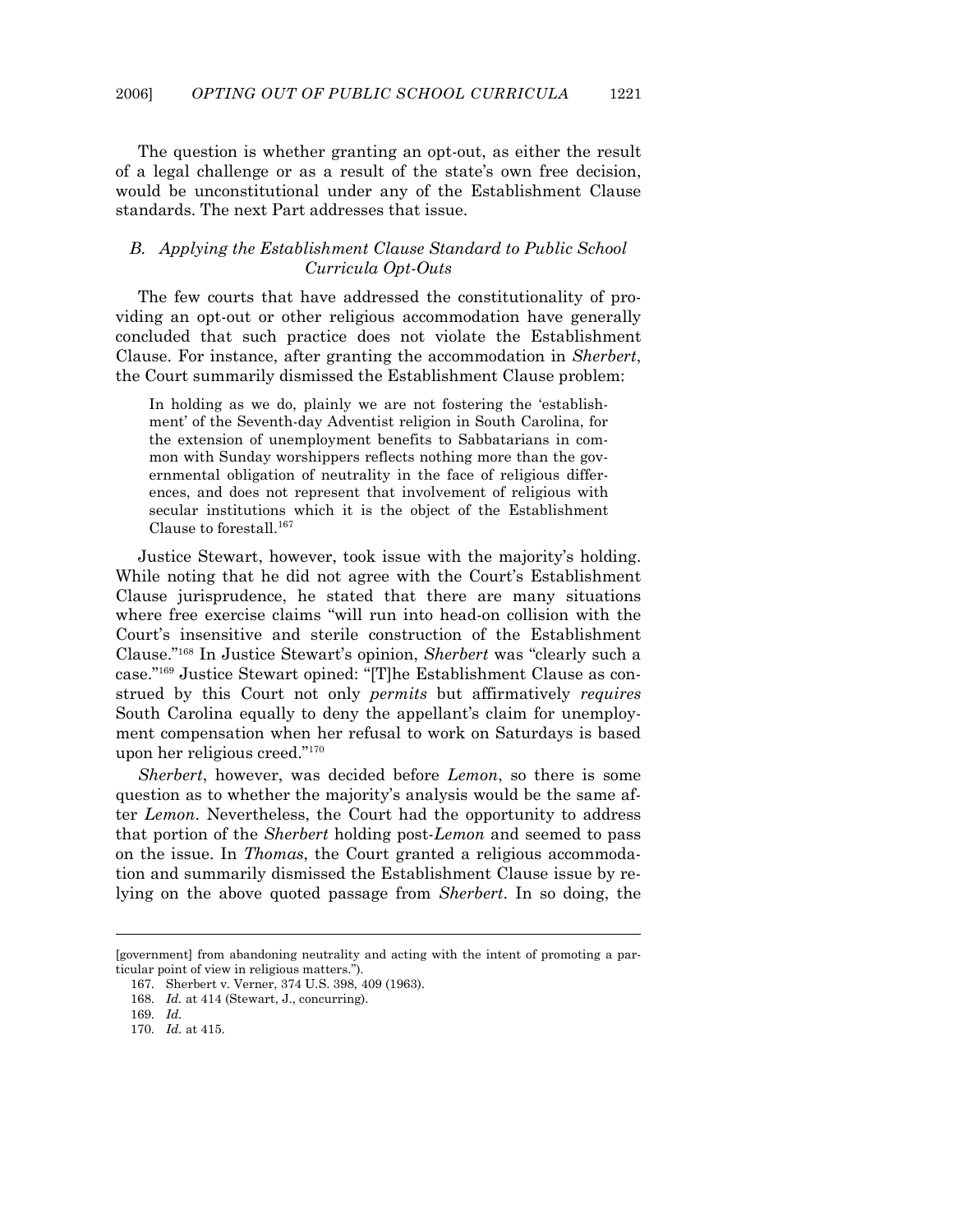The question is whether granting an opt-out, as either the result of a legal challenge or as a result of the state's own free decision, would be unconstitutional under any of the Establishment Clause standards. The next Part addresses that issue.

### *B. Applying the Establishment Clause Standard to Public School Curricula Opt-Outs*

The few courts that have addressed the constitutionality of providing an opt-out or other religious accommodation have generally concluded that such practice does not violate the Establishment Clause. For instance, after granting the accommodation in *Sherbert*, the Court summarily dismissed the Establishment Clause problem:

> In holding as we do, plainly we are not fostering the 'establishment' of the Seventh-day Adventist religion in South Carolina, for the extension of unemployment benefits to Sabbatarians in common with Sunday worshippers reflects nothing more than the governmental obligation of neutrality in the face of religious differences, and does not represent that involvement of religious with secular institutions which it is the object of the Establishment Clause to forestall.[167]

Justice Stewart, however, took issue with the majority's holding. While noting that he did not agree with the Court's Establishment Clause jurisprudence, he stated that there are many situations where free exercise claims "will run into head-on collision with the Court's insensitive and sterile construction of the Establishment Clause."[168] In Justice Stewart's opinion, *Sherbert* was "clearly such a case."[169] Justice Stewart opined: "[T]he Establishment Clause as construed by this Court not only *permits* but affirmatively *requires* South Carolina equally to deny the appellant's claim for unemployment compensation when her refusal to work on Saturdays is based upon her religious creed."[170]

*Sherbert*, however, was decided before *Lemon*, so there is some question as to whether the majority's analysis would be the same after *Lemon*. Nevertheless, the Court had the opportunity to address that portion of the *Sherbert* holding post-*Lemon* and seemed to pass on the issue. In *Thomas*, the Court granted a religious accommodation and summarily dismissed the Establishment Clause issue by relying on the above quoted passage from *Sherbert*. In so doing, the

---

[government] from abandoning neutrality and acting with the intent of promoting a particular point of view in religious matters.").

167. Sherbert v. Verner, 374 U.S. 398, 409 (1963).

168. *Id.* at 414 (Stewart, J., concurring).

169. *Id.*

170. *Id.* at 415.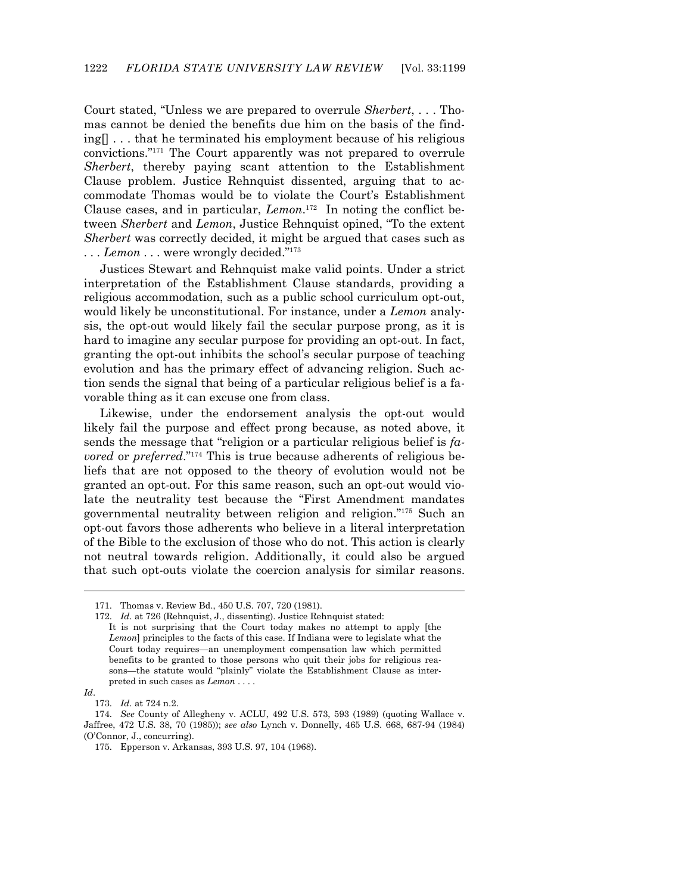Court stated, "Unless we are prepared to overrule *Sherbert*, . . . Thomas cannot be denied the benefits due him on the basis of the finding[] . . . that he terminated his employment because of his religious convictions."[171] The Court apparently was not prepared to overrule *Sherbert*, thereby paying scant attention to the Establishment Clause problem. Justice Rehnquist dissented, arguing that to accommodate Thomas would be to violate the Court's Establishment Clause cases, and in particular, *Lemon*.[172] In noting the conflict between *Sherbert* and *Lemon*, Justice Rehnquist opined, "To the extent *Sherbert* was correctly decided, it might be argued that cases such as . . . *Lemon* . . . were wrongly decided."[173]

Justices Stewart and Rehnquist make valid points. Under a strict interpretation of the Establishment Clause standards, providing a religious accommodation, such as a public school curriculum opt-out, would likely be unconstitutional. For instance, under a *Lemon* analysis, the opt-out would likely fail the secular purpose prong, as it is hard to imagine any secular purpose for providing an opt-out. In fact, granting the opt-out inhibits the school's secular purpose of teaching evolution and has the primary effect of advancing religion. Such action sends the signal that being of a particular religious belief is a favorable thing as it can excuse one from class.

Likewise, under the endorsement analysis the opt-out would likely fail the purpose and effect prong because, as noted above, it sends the message that "religion or a particular religious belief is *favored* or *preferred*."[174] This is true because adherents of religious beliefs that are not opposed to the theory of evolution would not be granted an opt-out. For this same reason, such an opt-out would violate the neutrality test because the "First Amendment mandates governmental neutrality between religion and religion."[175] Such an opt-out favors those adherents who believe in a literal interpretation of the Bible to the exclusion of those who do not. This action is clearly not neutral towards religion. Additionally, it could also be argued that such opt-outs violate the coercion analysis for similar reasons.

---

171. Thomas v. Review Bd., 450 U.S. 707, 720 (1981).

172. *Id.* at 726 (Rehnquist, J., dissenting). Justice Rehnquist stated:

> It is not surprising that the Court today makes no attempt to apply [the *Lemon*] principles to the facts of this case. If Indiana were to legislate what the Court today requires—an unemployment compensation law which permitted benefits to be granted to those persons who quit their jobs for religious reasons—the statute would "plainly" violate the Establishment Clause as interpreted in such cases as *Lemon* . . . .

*Id*.

173. *Id.* at 724 n.2.

174. *See* County of Allegheny v. ACLU, 492 U.S. 573, 593 (1989) (quoting Wallace v. Jaffree, 472 U.S. 38, 70 (1985)); *see also* Lynch v. Donnelly, 465 U.S. 668, 687-94 (1984) (O'Connor, J., concurring).

175. Epperson v. Arkansas, 393 U.S. 97, 104 (1968).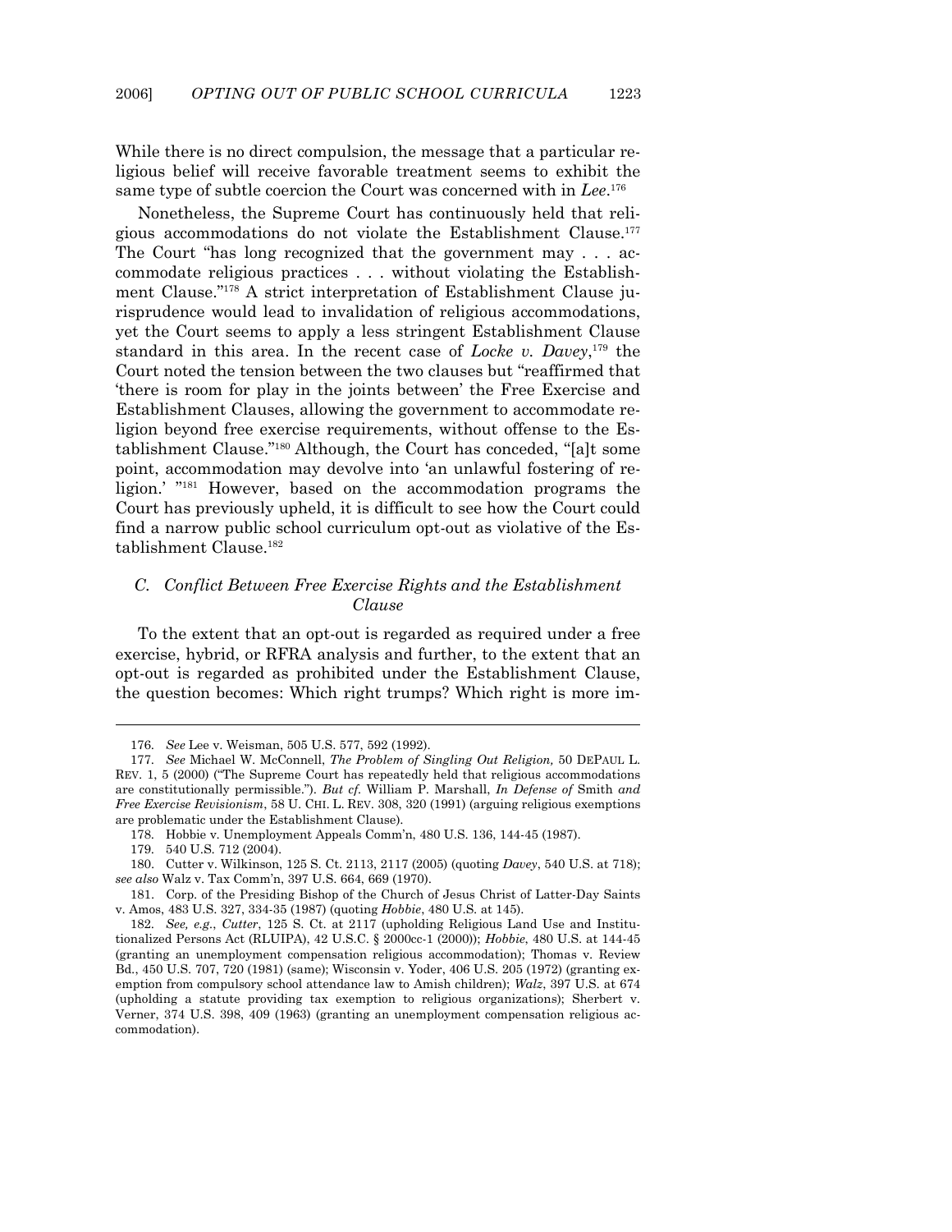While there is no direct compulsion, the message that a particular religious belief will receive favorable treatment seems to exhibit the same type of subtle coercion the Court was concerned with in *Lee*.[176]

Nonetheless, the Supreme Court has continuously held that religious accommodations do not violate the Establishment Clause.[177] The Court "has long recognized that the government may . . . accommodate religious practices . . . without violating the Establishment Clause."[178] A strict interpretation of Establishment Clause jurisprudence would lead to invalidation of religious accommodations, yet the Court seems to apply a less stringent Establishment Clause standard in this area. In the recent case of *Locke v. Davey*,[179] the Court noted the tension between the two clauses but "reaffirmed that 'there is room for play in the joints between' the Free Exercise and Establishment Clauses, allowing the government to accommodate religion beyond free exercise requirements, without offense to the Establishment Clause."[180] Although, the Court has conceded, "[a]t some point, accommodation may devolve into 'an unlawful fostering of religion.' "[181] However, based on the accommodation programs the Court has previously upheld, it is difficult to see how the Court could find a narrow public school curriculum opt-out as violative of the Establishment Clause.[182]

### *C. Conflict Between Free Exercise Rights and the Establishment Clause*

To the extent that an opt-out is regarded as required under a free exercise, hybrid, or RFRA analysis and further, to the extent that an opt-out is regarded as prohibited under the Establishment Clause, the question becomes: Which right trumps? Which right is more im-

---

176. *See* Lee v. Weisman, 505 U.S. 577, 592 (1992).

177. *See* Michael W. McConnell, *The Problem of Singling Out Religion,* 50 DEPAUL L. REV. 1, 5 (2000) ("The Supreme Court has repeatedly held that religious accommodations are constitutionally permissible."). *But cf.* William P. Marshall, *In Defense of* Smith *and Free Exercise Revisionism*, 58 U. CHI. L. REV. 308, 320 (1991) (arguing religious exemptions are problematic under the Establishment Clause).

178. Hobbie v. Unemployment Appeals Comm'n, 480 U.S. 136, 144-45 (1987).

179. 540 U.S. 712 (2004).

180. Cutter v. Wilkinson, 125 S. Ct. 2113, 2117 (2005) (quoting *Davey*, 540 U.S. at 718); *see also* Walz v. Tax Comm'n, 397 U.S. 664, 669 (1970).

181. Corp. of the Presiding Bishop of the Church of Jesus Christ of Latter-Day Saints v. Amos, 483 U.S. 327, 334-35 (1987) (quoting *Hobbie*, 480 U.S. at 145).

182. *See, e.g.*, *Cutter*, 125 S. Ct. at 2117 (upholding Religious Land Use and Institutionalized Persons Act (RLUIPA), 42 U.S.C. § 2000cc-1 (2000)); *Hobbie*, 480 U.S. at 144-45 (granting an unemployment compensation religious accommodation); Thomas v. Review Bd., 450 U.S. 707, 720 (1981) (same); Wisconsin v. Yoder, 406 U.S. 205 (1972) (granting exemption from compulsory school attendance law to Amish children); *Walz*, 397 U.S. at 674 (upholding a statute providing tax exemption to religious organizations); Sherbert v. Verner, 374 U.S. 398, 409 (1963) (granting an unemployment compensation religious accommodation).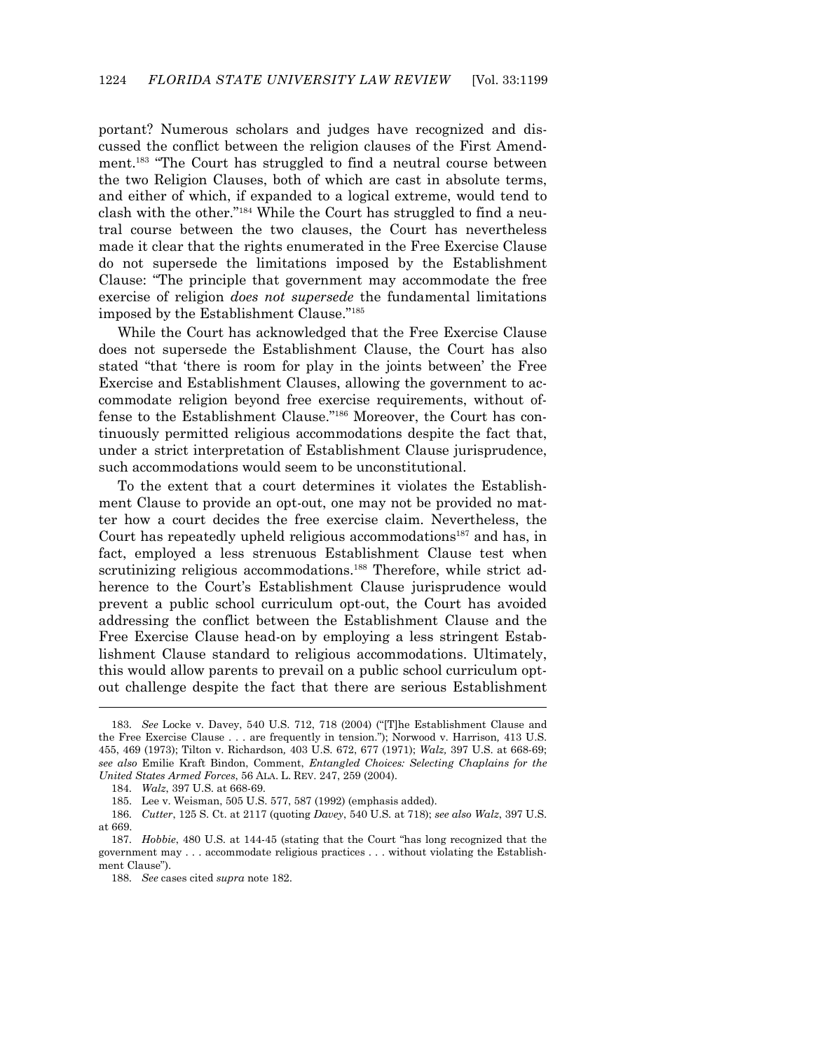portant? Numerous scholars and judges have recognized and discussed the conflict between the religion clauses of the First Amendment.[183] "The Court has struggled to find a neutral course between the two Religion Clauses, both of which are cast in absolute terms, and either of which, if expanded to a logical extreme, would tend to clash with the other."[184] While the Court has struggled to find a neutral course between the two clauses, the Court has nevertheless made it clear that the rights enumerated in the Free Exercise Clause do not supersede the limitations imposed by the Establishment Clause: "The principle that government may accommodate the free exercise of religion *does not supersede* the fundamental limitations imposed by the Establishment Clause."[185]

While the Court has acknowledged that the Free Exercise Clause does not supersede the Establishment Clause, the Court has also stated "that 'there is room for play in the joints between' the Free Exercise and Establishment Clauses, allowing the government to accommodate religion beyond free exercise requirements, without offense to the Establishment Clause."[186] Moreover, the Court has continuously permitted religious accommodations despite the fact that, under a strict interpretation of Establishment Clause jurisprudence, such accommodations would seem to be unconstitutional.

To the extent that a court determines it violates the Establishment Clause to provide an opt-out, one may not be provided no matter how a court decides the free exercise claim. Nevertheless, the Court has repeatedly upheld religious accommodations[187] and has, in fact, employed a less strenuous Establishment Clause test when scrutinizing religious accommodations.[188] Therefore, while strict adherence to the Court's Establishment Clause jurisprudence would prevent a public school curriculum opt-out, the Court has avoided addressing the conflict between the Establishment Clause and the Free Exercise Clause head-on by employing a less stringent Establishment Clause standard to religious accommodations. Ultimately, this would allow parents to prevail on a public school curriculum opt-out challenge despite the fact that there are serious Establishment

---

183. *See* Locke v. Davey, 540 U.S. 712, 718 (2004) ("[T]he Establishment Clause and the Free Exercise Clause . . . are frequently in tension."); Norwood v. Harrison, 413 U.S. 455, 469 (1973); Tilton v. Richardson, 403 U.S. 672, 677 (1971); *Walz,* 397 U.S. at 668-69; *see also* Emilie Kraft Bindon, Comment, *Entangled Choices: Selecting Chaplains for the United States Armed Forces*, 56 ALA. L. REV. 247, 259 (2004).

184. *Walz*, 397 U.S. at 668-69.

185. Lee v. Weisman, 505 U.S. 577, 587 (1992) (emphasis added).

186. *Cutter*, 125 S. Ct. at 2117 (quoting *Davey*, 540 U.S. at 718); *see also Walz*, 397 U.S. at 669.

187. *Hobbie*, 480 U.S. at 144-45 (stating that the Court "has long recognized that the government may . . . accommodate religious practices . . . without violating the Establishment Clause").

188. *See* cases cited *supra* note 182.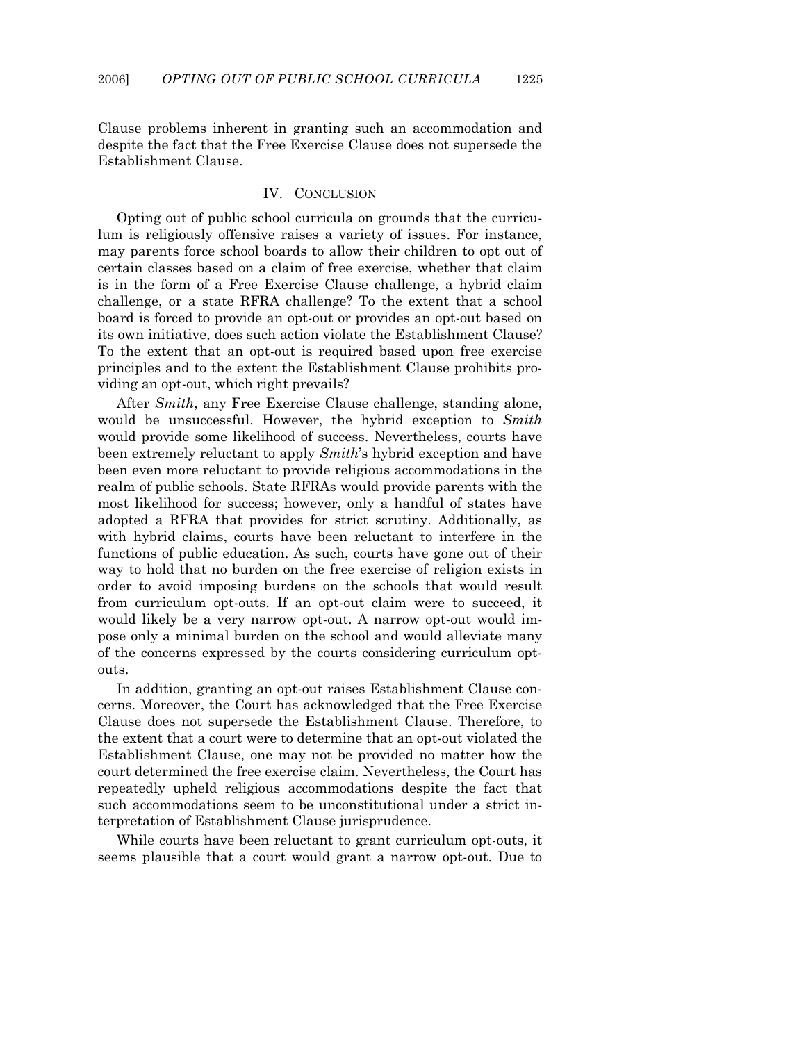Clause problems inherent in granting such an accommodation and despite the fact that the Free Exercise Clause does not supersede the Establishment Clause.

## IV. CONCLUSION

Opting out of public school curricula on grounds that the curriculum is religiously offensive raises a variety of issues. For instance, may parents force school boards to allow their children to opt out of certain classes based on a claim of free exercise, whether that claim is in the form of a Free Exercise Clause challenge, a hybrid claim challenge, or a state RFRA challenge? To the extent that a school board is forced to provide an opt-out or provides an opt-out based on its own initiative, does such action violate the Establishment Clause? To the extent that an opt-out is required based upon free exercise principles and to the extent the Establishment Clause prohibits providing an opt-out, which right prevails?

After *Smith*, any Free Exercise Clause challenge, standing alone, would be unsuccessful. However, the hybrid exception to *Smith* would provide some likelihood of success. Nevertheless, courts have been extremely reluctant to apply *Smith*'s hybrid exception and have been even more reluctant to provide religious accommodations in the realm of public schools. State RFRAs would provide parents with the most likelihood for success; however, only a handful of states have adopted a RFRA that provides for strict scrutiny. Additionally, as with hybrid claims, courts have been reluctant to interfere in the functions of public education. As such, courts have gone out of their way to hold that no burden on the free exercise of religion exists in order to avoid imposing burdens on the schools that would result from curriculum opt-outs. If an opt-out claim were to succeed, it would likely be a very narrow opt-out. A narrow opt-out would impose only a minimal burden on the school and would alleviate many of the concerns expressed by the courts considering curriculum opt-outs.

In addition, granting an opt-out raises Establishment Clause concerns. Moreover, the Court has acknowledged that the Free Exercise Clause does not supersede the Establishment Clause. Therefore, to the extent that a court were to determine that an opt-out violated the Establishment Clause, one may not be provided no matter how the court determined the free exercise claim. Nevertheless, the Court has repeatedly upheld religious accommodations despite the fact that such accommodations seem to be unconstitutional under a strict interpretation of Establishment Clause jurisprudence.

While courts have been reluctant to grant curriculum opt-outs, it seems plausible that a court would grant a narrow opt-out. Due to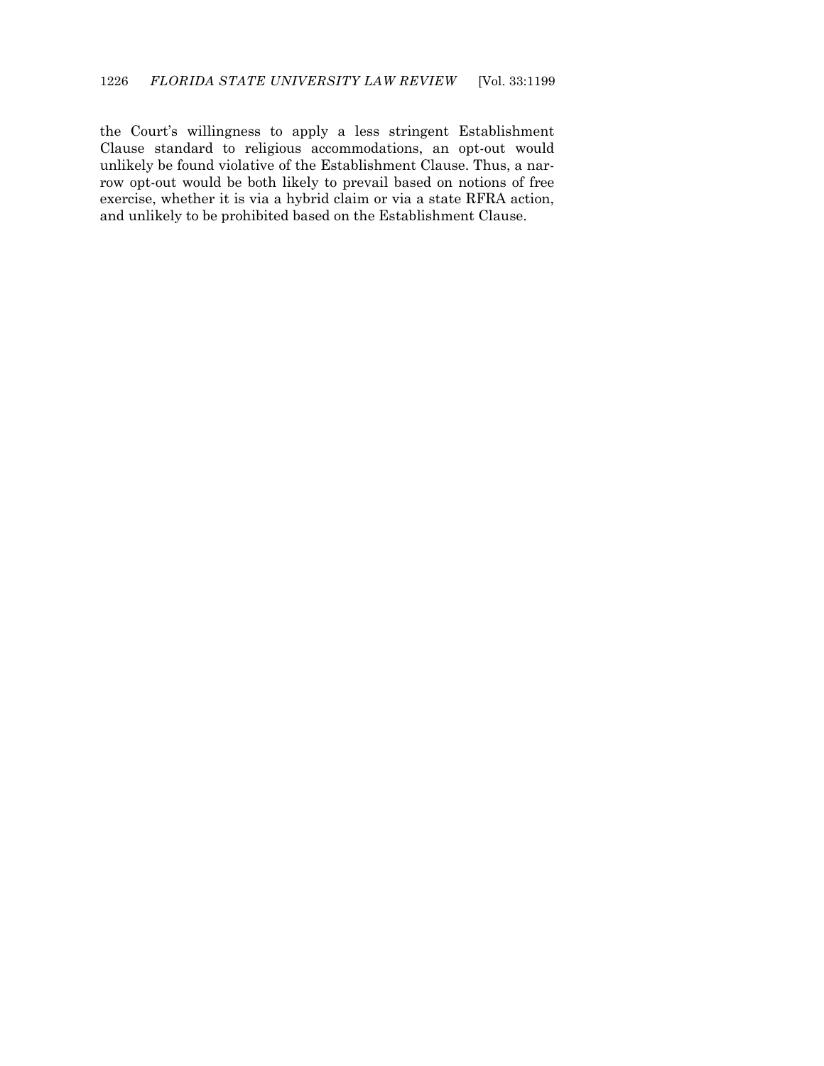the Court's willingness to apply a less stringent Establishment Clause standard to religious accommodations, an opt-out would unlikely be found violative of the Establishment Clause. Thus, a narrow opt-out would be both likely to prevail based on notions of free exercise, whether it is via a hybrid claim or via a state RFRA action, and unlikely to be prohibited based on the Establishment Clause.